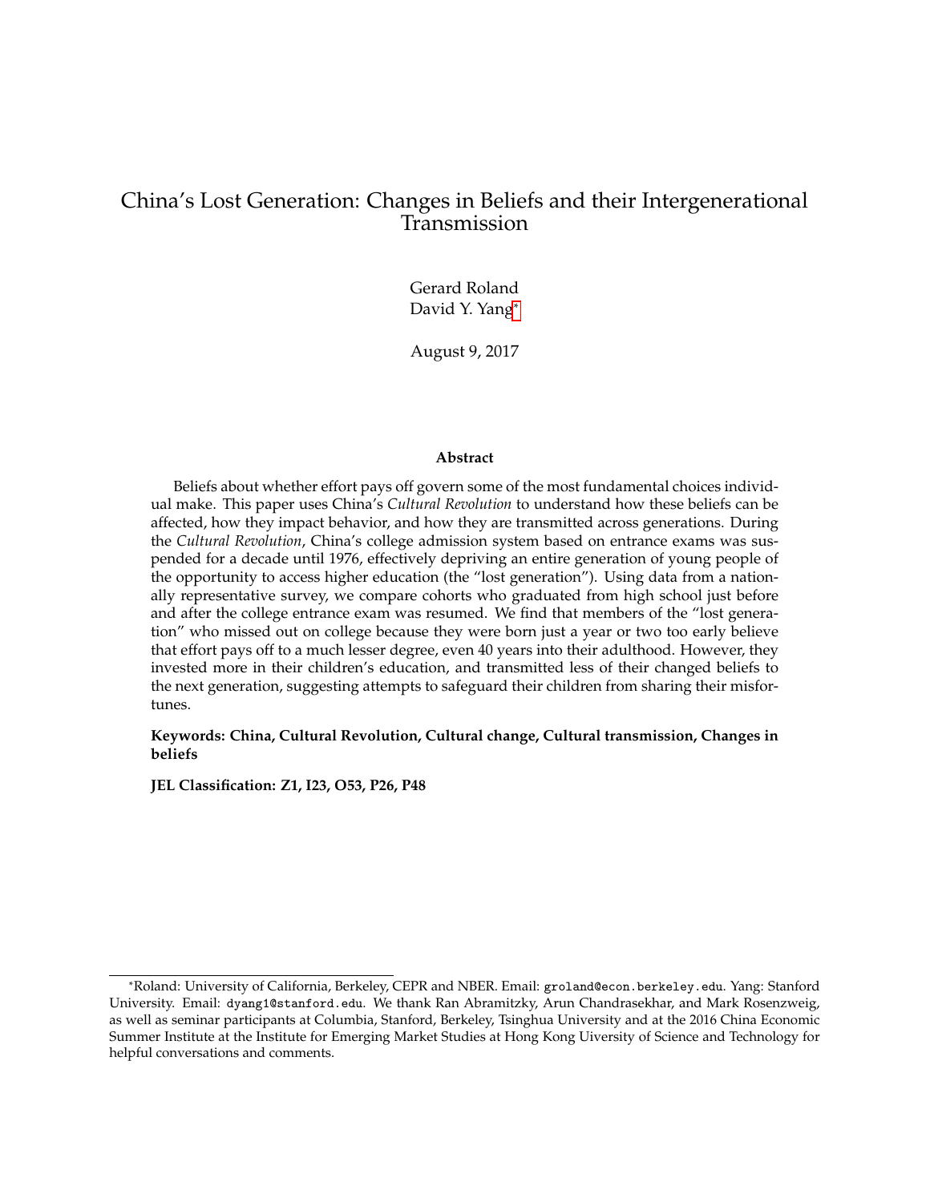# China's Lost Generation: Changes in Beliefs and their Intergenerational Transmission

Gerard Roland
David Y. Yang[*]

August 9, 2017

### Abstract

Beliefs about whether effort pays off govern some of the most fundamental choices individual make. This paper uses China's *Cultural Revolution* to understand how these beliefs can be affected, how they impact behavior, and how they are transmitted across generations. During the *Cultural Revolution*, China's college admission system based on entrance exams was suspended for a decade until 1976, effectively depriving an entire generation of young people of the opportunity to access higher education (the "lost generation"). Using data from a nationally representative survey, we compare cohorts who graduated from high school just before and after the college entrance exam was resumed. We find that members of the "lost generation" who missed out on college because they were born just a year or two too early believe that effort pays off to a much lesser degree, even 40 years into their adulthood. However, they invested more in their children's education, and transmitted less of their changed beliefs to the next generation, suggesting attempts to safeguard their children from sharing their misfortunes.

**Keywords: China, Cultural Revolution, Cultural change, Cultural transmission, Changes in beliefs**

**JEL Classification: Z1, I23, O53, P26, P48**

[*]Roland: University of California, Berkeley, CEPR and NBER. Email: groland@econ.berkeley.edu. Yang: Stanford University. Email: dyang1@stanford.edu. We thank Ran Abramitzky, Arun Chandrasekhar, and Mark Rosenzweig, as well as seminar participants at Columbia, Stanford, Berkeley, Tsinghua University and at the 2016 China Economic Summer Institute at the Institute for Emerging Market Studies at Hong Kong Uiversity of Science and Technology for helpful conversations and comments.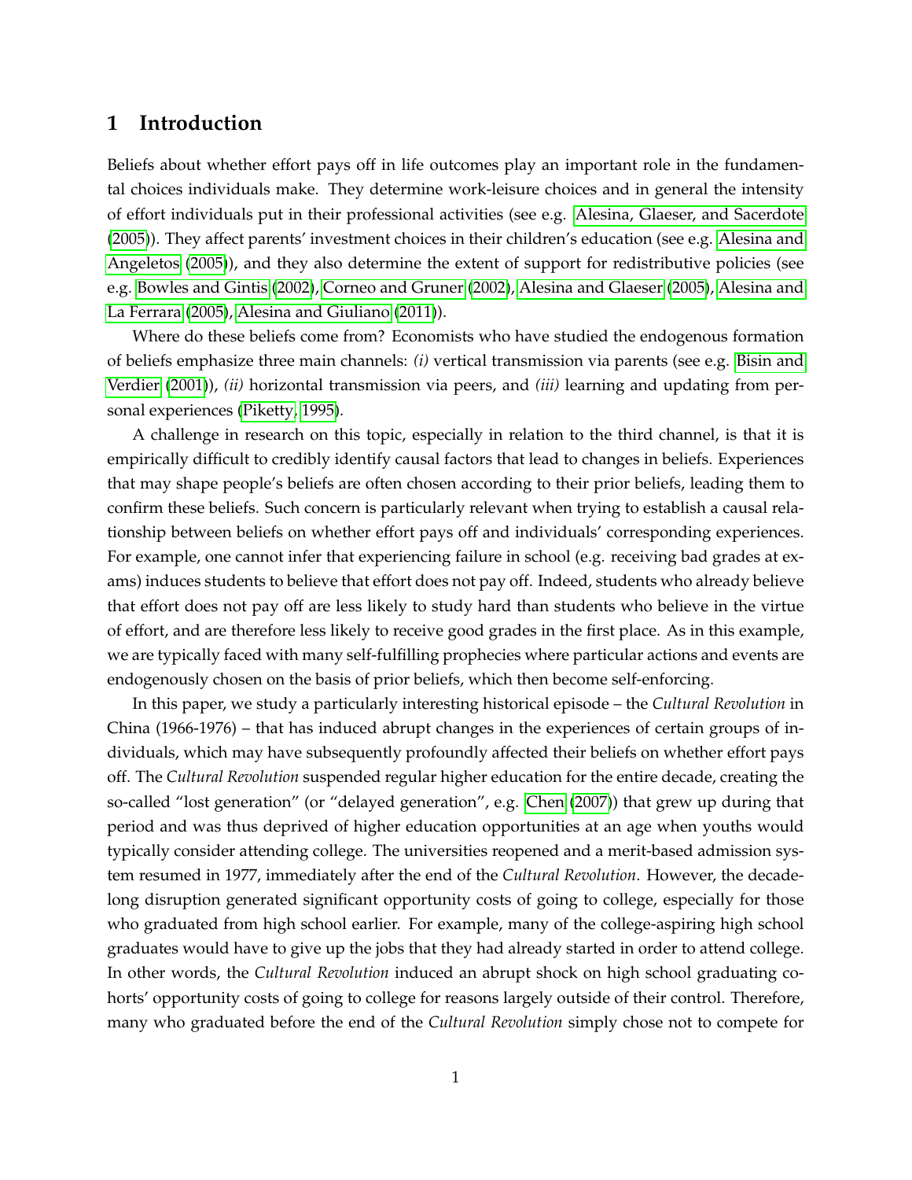# 1 Introduction

Beliefs about whether effort pays off in life outcomes play an important role in the fundamental choices individuals make. They determine work-leisure choices and in general the intensity of effort individuals put in their professional activities (see e.g. Alesina, Glaeser, and Sacerdote (2005)). They affect parents' investment choices in their children's education (see e.g. Alesina and Angeletos (2005)), and they also determine the extent of support for redistributive policies (see e.g. Bowles and Gintis (2002), Corneo and Gruner (2002), Alesina and Glaeser (2005), Alesina and La Ferrara (2005), Alesina and Giuliano (2011)).

Where do these beliefs come from? Economists who have studied the endogenous formation of beliefs emphasize three main channels: *(i)* vertical transmission via parents (see e.g. Bisin and Verdier (2001)), *(ii)* horizontal transmission via peers, and *(iii)* learning and updating from personal experiences (Piketty, 1995).

A challenge in research on this topic, especially in relation to the third channel, is that it is empirically difficult to credibly identify causal factors that lead to changes in beliefs. Experiences that may shape people's beliefs are often chosen according to their prior beliefs, leading them to confirm these beliefs. Such concern is particularly relevant when trying to establish a causal relationship between beliefs on whether effort pays off and individuals' corresponding experiences. For example, one cannot infer that experiencing failure in school (e.g. receiving bad grades at exams) induces students to believe that effort does not pay off. Indeed, students who already believe that effort does not pay off are less likely to study hard than students who believe in the virtue of effort, and are therefore less likely to receive good grades in the first place. As in this example, we are typically faced with many self-fulfilling prophecies where particular actions and events are endogenously chosen on the basis of prior beliefs, which then become self-enforcing.

In this paper, we study a particularly interesting historical episode – the *Cultural Revolution* in China (1966-1976) – that has induced abrupt changes in the experiences of certain groups of individuals, which may have subsequently profoundly affected their beliefs on whether effort pays off. The *Cultural Revolution* suspended regular higher education for the entire decade, creating the so-called "lost generation" (or "delayed generation", e.g. Chen (2007)) that grew up during that period and was thus deprived of higher education opportunities at an age when youths would typically consider attending college. The universities reopened and a merit-based admission system resumed in 1977, immediately after the end of the *Cultural Revolution*. However, the decade-long disruption generated significant opportunity costs of going to college, especially for those who graduated from high school earlier. For example, many of the college-aspiring high school graduates would have to give up the jobs that they had already started in order to attend college. In other words, the *Cultural Revolution* induced an abrupt shock on high school graduating cohorts' opportunity costs of going to college for reasons largely outside of their control. Therefore, many who graduated before the end of the *Cultural Revolution* simply chose not to compete for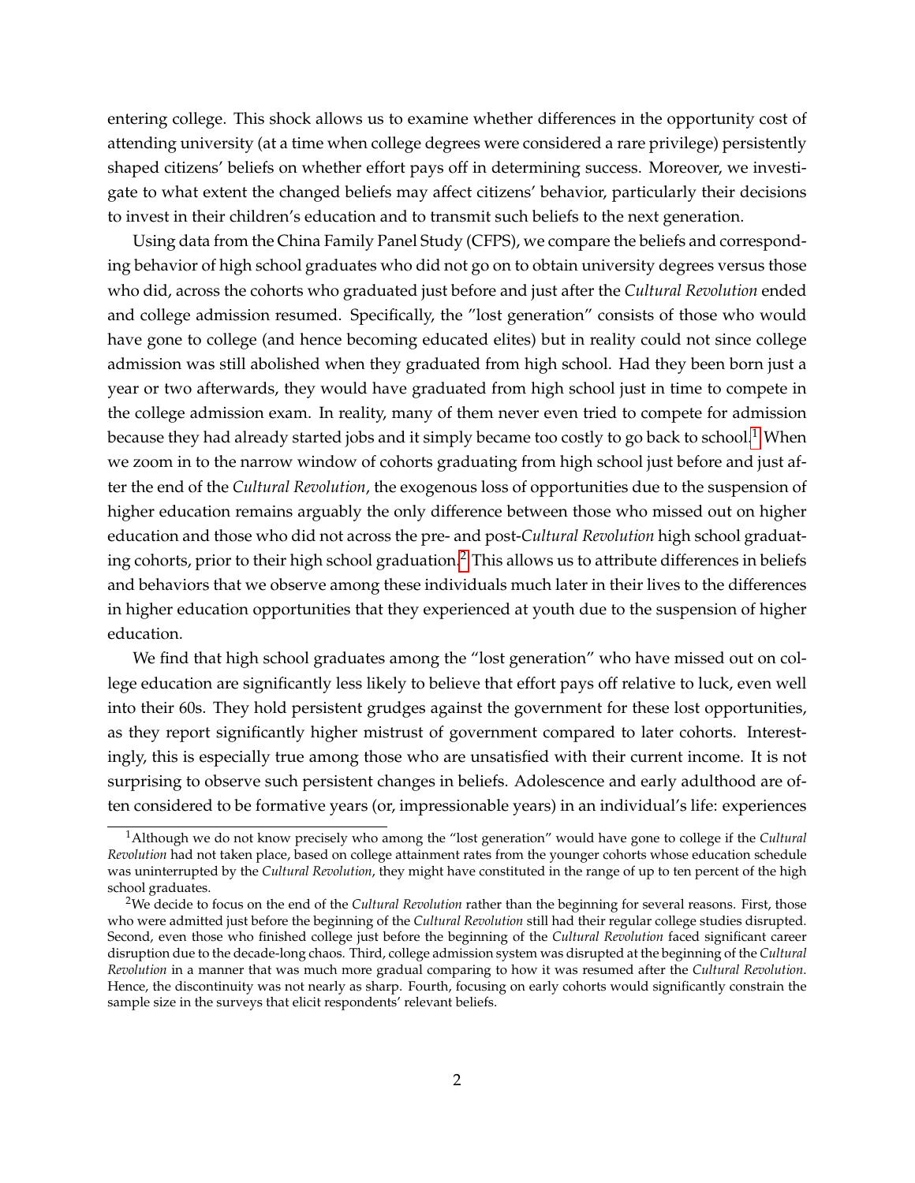entering college. This shock allows us to examine whether differences in the opportunity cost of attending university (at a time when college degrees were considered a rare privilege) persistently shaped citizens' beliefs on whether effort pays off in determining success. Moreover, we investigate to what extent the changed beliefs may affect citizens' behavior, particularly their decisions to invest in their children's education and to transmit such beliefs to the next generation.

Using data from the China Family Panel Study (CFPS), we compare the beliefs and corresponding behavior of high school graduates who did not go on to obtain university degrees versus those who did, across the cohorts who graduated just before and just after the *Cultural Revolution* ended and college admission resumed. Specifically, the "lost generation" consists of those who would have gone to college (and hence becoming educated elites) but in reality could not since college admission was still abolished when they graduated from high school. Had they been born just a year or two afterwards, they would have graduated from high school just in time to compete in the college admission exam. In reality, many of them never even tried to compete for admission because they had already started jobs and it simply became too costly to go back to school.[1] When we zoom in to the narrow window of cohorts graduating from high school just before and just after the end of the *Cultural Revolution*, the exogenous loss of opportunities due to the suspension of higher education remains arguably the only difference between those who missed out on higher education and those who did not across the pre- and post-*Cultural Revolution* high school graduating cohorts, prior to their high school graduation.[2] This allows us to attribute differences in beliefs and behaviors that we observe among these individuals much later in their lives to the differences in higher education opportunities that they experienced at youth due to the suspension of higher education.

We find that high school graduates among the "lost generation" who have missed out on college education are significantly less likely to believe that effort pays off relative to luck, even well into their 60s. They hold persistent grudges against the government for these lost opportunities, as they report significantly higher mistrust of government compared to later cohorts. Interestingly, this is especially true among those who are unsatisfied with their current income. It is not surprising to observe such persistent changes in beliefs. Adolescence and early adulthood are often considered to be formative years (or, impressionable years) in an individual's life: experiences

[1] Although we do not know precisely who among the "lost generation" would have gone to college if the *Cultural Revolution* had not taken place, based on college attainment rates from the younger cohorts whose education schedule was uninterrupted by the *Cultural Revolution*, they might have constituted in the range of up to ten percent of the high school graduates.

[2] We decide to focus on the end of the *Cultural Revolution* rather than the beginning for several reasons. First, those who were admitted just before the beginning of the *Cultural Revolution* still had their regular college studies disrupted. Second, even those who finished college just before the beginning of the *Cultural Revolution* faced significant career disruption due to the decade-long chaos. Third, college admission system was disrupted at the beginning of the *Cultural Revolution* in a manner that was much more gradual comparing to how it was resumed after the *Cultural Revolution*. Hence, the discontinuity was not nearly as sharp. Fourth, focusing on early cohorts would significantly constrain the sample size in the surveys that elicit respondents' relevant beliefs.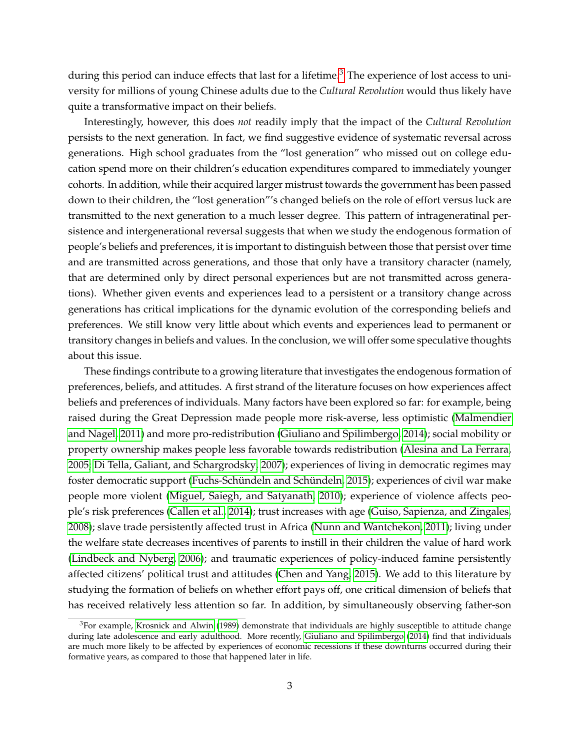during this period can induce effects that last for a lifetime.[3] The experience of lost access to university for millions of young Chinese adults due to the *Cultural Revolution* would thus likely have quite a transformative impact on their beliefs.

Interestingly, however, this does *not* readily imply that the impact of the *Cultural Revolution* persists to the next generation. In fact, we find suggestive evidence of systematic reversal across generations. High school graduates from the "lost generation" who missed out on college education spend more on their children's education expenditures compared to immediately younger cohorts. In addition, while their acquired larger mistrust towards the government has been passed down to their children, the "lost generation"'s changed beliefs on the role of effort versus luck are transmitted to the next generation to a much lesser degree. This pattern of intragenerational persistence and intergenerational reversal suggests that when we study the endogenous formation of people's beliefs and preferences, it is important to distinguish between those that persist over time and are transmitted across generations, and those that only have a transitory character (namely, that are determined only by direct personal experiences but are not transmitted across generations). Whether given events and experiences lead to a persistent or a transitory change across generations has critical implications for the dynamic evolution of the corresponding beliefs and preferences. We still know very little about which events and experiences lead to permanent or transitory changes in beliefs and values. In the conclusion, we will offer some speculative thoughts about this issue.

These findings contribute to a growing literature that investigates the endogenous formation of preferences, beliefs, and attitudes. A first strand of the literature focuses on how experiences affect beliefs and preferences of individuals. Many factors have been explored so far: for example, being raised during the Great Depression made people more risk-averse, less optimistic (Malmendier and Nagel, 2011) and more pro-redistribution (Giuliano and Spilimbergo, 2014); social mobility or property ownership makes people less favorable towards redistribution (Alesina and La Ferrara, 2005; Di Tella, Galiant, and Schargrodsky, 2007); experiences of living in democratic regimes may foster democratic support (Fuchs-Schündeln and Schündeln, 2015); experiences of civil war make people more violent (Miguel, Saiegh, and Satyanath, 2010); experience of violence affects people's risk preferences (Callen et al., 2014); trust increases with age (Guiso, Sapienza, and Zingales, 2008); slave trade persistently affected trust in Africa (Nunn and Wantchekon, 2011); living under the welfare state decreases incentives of parents to instill in their children the value of hard work (Lindbeck and Nyberg, 2006); and traumatic experiences of policy-induced famine persistently affected citizens' political trust and attitudes (Chen and Yang, 2015). We add to this literature by studying the formation of beliefs on whether effort pays off, one critical dimension of beliefs that has received relatively less attention so far. In addition, by simultaneously observing father-son

[3] For example, Krosnick and Alwin (1989) demonstrate that individuals are highly susceptible to attitude change during late adolescence and early adulthood. More recently, Giuliano and Spilimbergo (2014) find that individuals are much more likely to be affected by experiences of economic recessions if these downturns occurred during their formative years, as compared to those that happened later in life.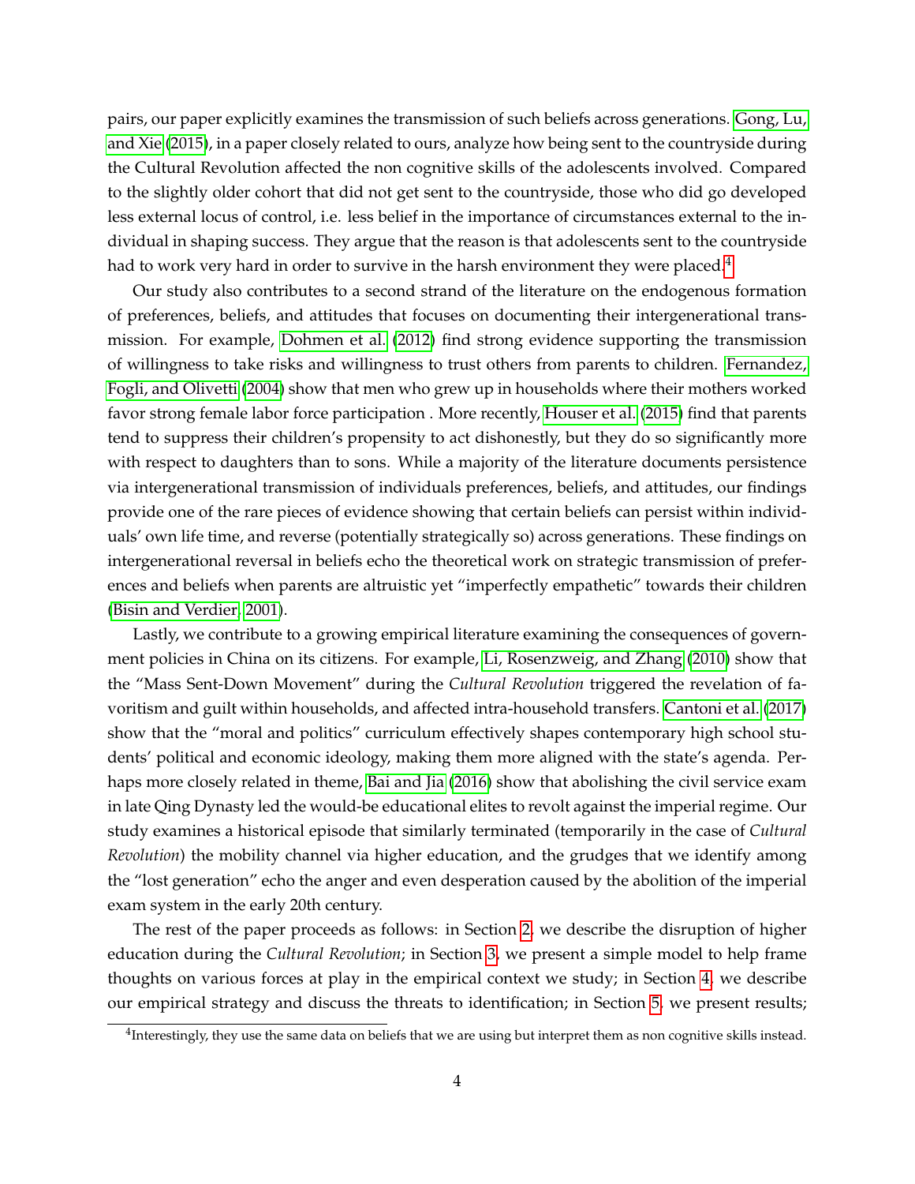pairs, our paper explicitly examines the transmission of such beliefs across generations. Gong, Lu, and Xie (2015), in a paper closely related to ours, analyze how being sent to the countryside during the Cultural Revolution affected the non cognitive skills of the adolescents involved. Compared to the slightly older cohort that did not get sent to the countryside, those who did go developed less external locus of control, i.e. less belief in the importance of circumstances external to the individual in shaping success. They argue that the reason is that adolescents sent to the countryside had to work very hard in order to survive in the harsh environment they were placed.[4]

Our study also contributes to a second strand of the literature on the endogenous formation of preferences, beliefs, and attitudes that focuses on documenting their intergenerational transmission. For example, Dohmen et al. (2012) find strong evidence supporting the transmission of willingness to take risks and willingness to trust others from parents to children. Fernandez, Fogli, and Olivetti (2004) show that men who grew up in households where their mothers worked favor strong female labor force participation . More recently, Houser et al. (2015) find that parents tend to suppress their children's propensity to act dishonestly, but they do so significantly more with respect to daughters than to sons. While a majority of the literature documents persistence via intergenerational transmission of individuals preferences, beliefs, and attitudes, our findings provide one of the rare pieces of evidence showing that certain beliefs can persist within individuals' own life time, and reverse (potentially strategically so) across generations. These findings on intergenerational reversal in beliefs echo the theoretical work on strategic transmission of preferences and beliefs when parents are altruistic yet "imperfectly empathetic" towards their children (Bisin and Verdier, 2001).

Lastly, we contribute to a growing empirical literature examining the consequences of government policies in China on its citizens. For example, Li, Rosenzweig, and Zhang (2010) show that the "Mass Sent-Down Movement" during the *Cultural Revolution* triggered the revelation of favoritism and guilt within households, and affected intra-household transfers. Cantoni et al. (2017) show that the "moral and politics" curriculum effectively shapes contemporary high school students' political and economic ideology, making them more aligned with the state's agenda. Perhaps more closely related in theme, Bai and Jia (2016) show that abolishing the civil service exam in late Qing Dynasty led the would-be educational elites to revolt against the imperial regime. Our study examines a historical episode that similarly terminated (temporarily in the case of *Cultural Revolution*) the mobility channel via higher education, and the grudges that we identify among the "lost generation" echo the anger and even desperation caused by the abolition of the imperial exam system in the early 20th century.

The rest of the paper proceeds as follows: in Section 2, we describe the disruption of higher education during the *Cultural Revolution*; in Section 3, we present a simple model to help frame thoughts on various forces at play in the empirical context we study; in Section 4, we describe our empirical strategy and discuss the threats to identification; in Section 5, we present results;

[4] Interestingly, they use the same data on beliefs that we are using but interpret them as non cognitive skills instead.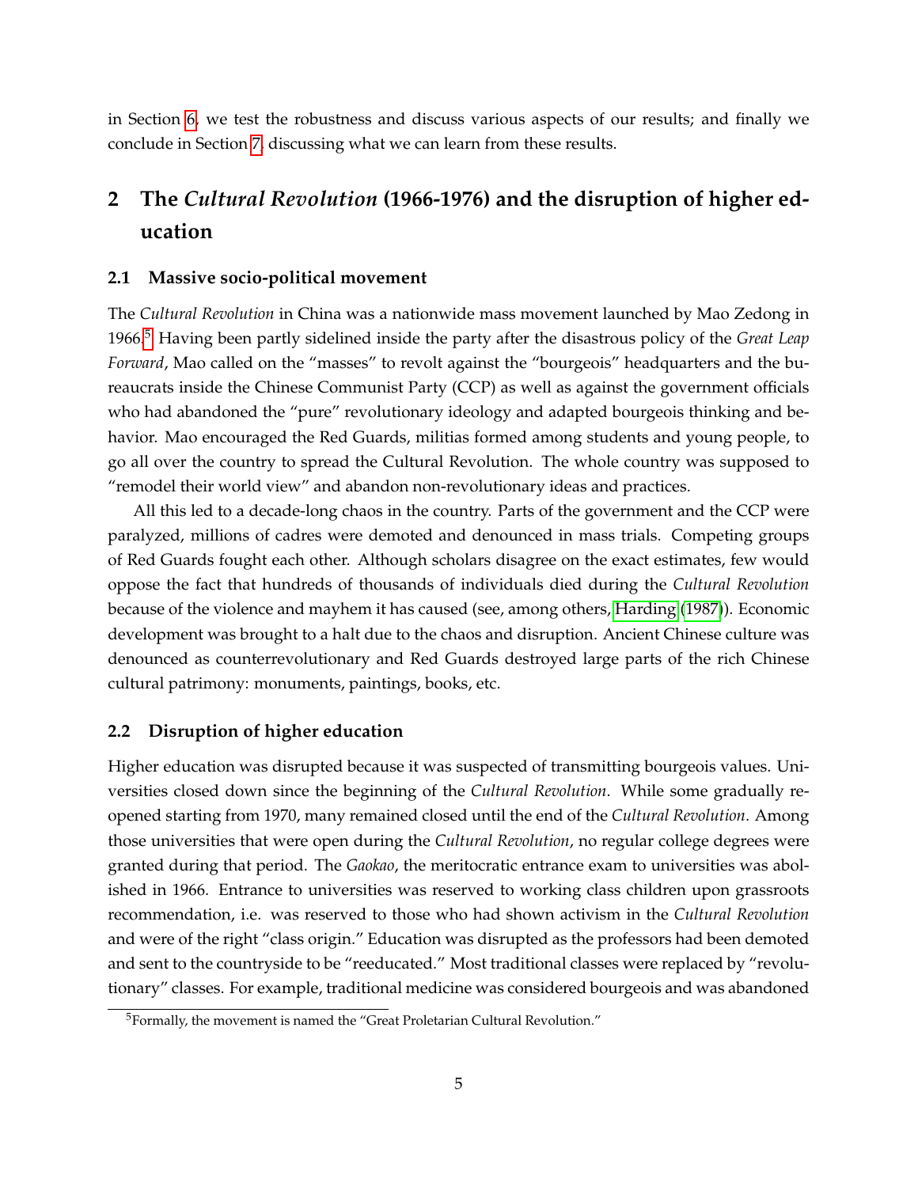in Section 6, we test the robustness and discuss various aspects of our results; and finally we conclude in Section 7, discussing what we can learn from these results.

## 2 The *Cultural Revolution* (1966-1976) and the disruption of higher education

### 2.1 Massive socio-political movement

The *Cultural Revolution* in China was a nationwide mass movement launched by Mao Zedong in 1966.[5] Having been partly sidelined inside the party after the disastrous policy of the *Great Leap Forward*, Mao called on the "masses" to revolt against the "bourgeois" headquarters and the bureaucrats inside the Chinese Communist Party (CCP) as well as against the government officials who had abandoned the "pure" revolutionary ideology and adapted bourgeois thinking and behavior. Mao encouraged the Red Guards, militias formed among students and young people, to go all over the country to spread the Cultural Revolution. The whole country was supposed to "remodel their world view" and abandon non-revolutionary ideas and practices.

All this led to a decade-long chaos in the country. Parts of the government and the CCP were paralyzed, millions of cadres were demoted and denounced in mass trials. Competing groups of Red Guards fought each other. Although scholars disagree on the exact estimates, few would oppose the fact that hundreds of thousands of individuals died during the *Cultural Revolution* because of the violence and mayhem it has caused (see, among others, Harding (1987)). Economic development was brought to a halt due to the chaos and disruption. Ancient Chinese culture was denounced as counterrevolutionary and Red Guards destroyed large parts of the rich Chinese cultural patrimony: monuments, paintings, books, etc.

### 2.2 Disruption of higher education

Higher education was disrupted because it was suspected of transmitting bourgeois values. Universities closed down since the beginning of the *Cultural Revolution*. While some gradually reopened starting from 1970, many remained closed until the end of the *Cultural Revolution*. Among those universities that were open during the *Cultural Revolution*, no regular college degrees were granted during that period. The *Gaokao*, the meritocratic entrance exam to universities was abolished in 1966. Entrance to universities was reserved to working class children upon grassroots recommendation, i.e. was reserved to those who had shown activism in the *Cultural Revolution* and were of the right "class origin." Education was disrupted as the professors had been demoted and sent to the countryside to be "reeducated." Most traditional classes were replaced by "revolutionary" classes. For example, traditional medicine was considered bourgeois and was abandoned

[5] Formally, the movement is named the "Great Proletarian Cultural Revolution."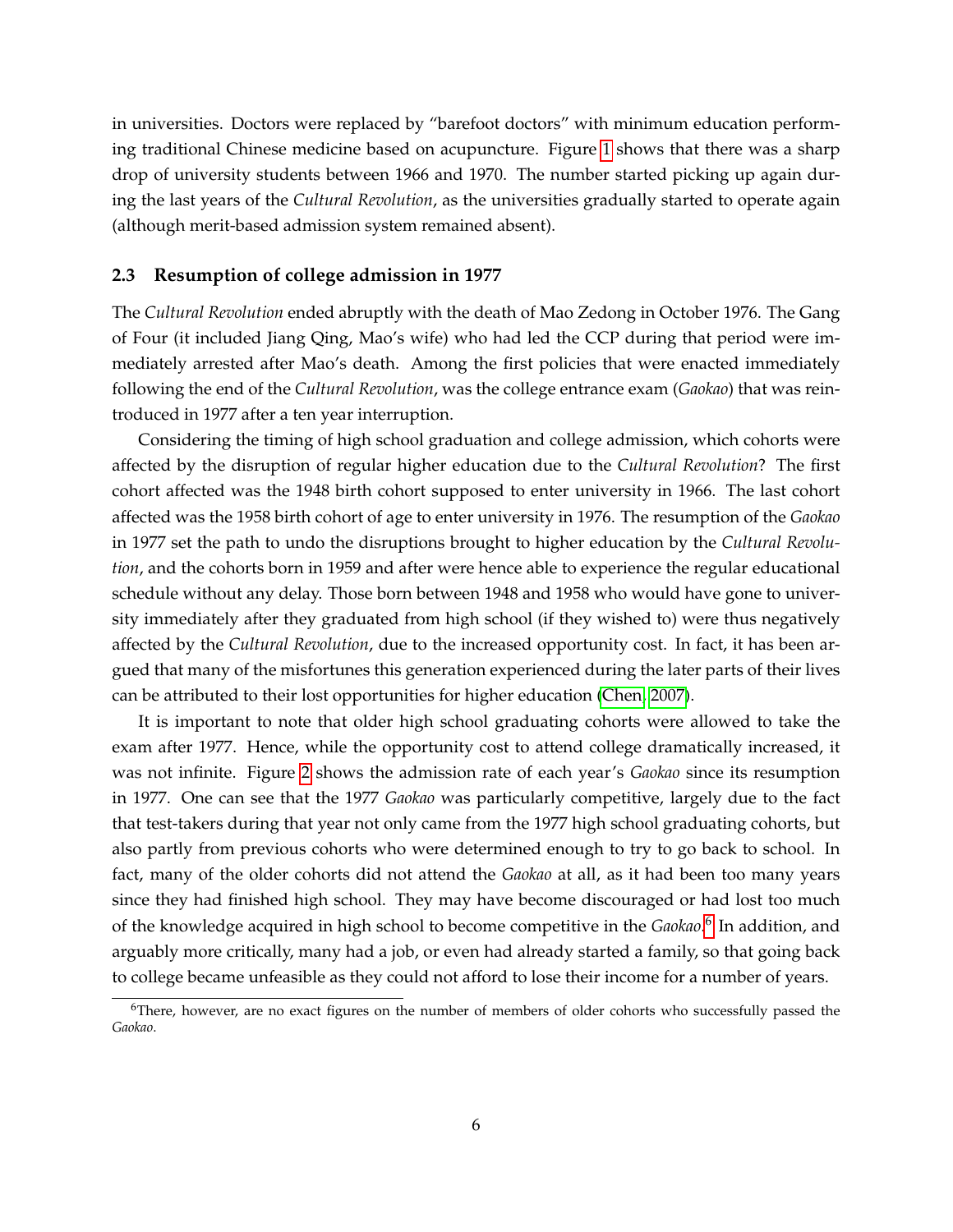in universities. Doctors were replaced by "barefoot doctors" with minimum education performing traditional Chinese medicine based on acupuncture. Figure 1 shows that there was a sharp drop of university students between 1966 and 1970. The number started picking up again during the last years of the *Cultural Revolution*, as the universities gradually started to operate again (although merit-based admission system remained absent).

### 2.3 Resumption of college admission in 1977

The *Cultural Revolution* ended abruptly with the death of Mao Zedong in October 1976. The Gang of Four (it included Jiang Qing, Mao's wife) who had led the CCP during that period were immediately arrested after Mao's death. Among the first policies that were enacted immediately following the end of the *Cultural Revolution*, was the college entrance exam (*Gaokao*) that was reintroduced in 1977 after a ten year interruption.

Considering the timing of high school graduation and college admission, which cohorts were affected by the disruption of regular higher education due to the *Cultural Revolution*? The first cohort affected was the 1948 birth cohort supposed to enter university in 1966. The last cohort affected was the 1958 birth cohort of age to enter university in 1976. The resumption of the *Gaokao* in 1977 set the path to undo the disruptions brought to higher education by the *Cultural Revolution*, and the cohorts born in 1959 and after were hence able to experience the regular educational schedule without any delay. Those born between 1948 and 1958 who would have gone to university immediately after they graduated from high school (if they wished to) were thus negatively affected by the *Cultural Revolution*, due to the increased opportunity cost. In fact, it has been argued that many of the misfortunes this generation experienced during the later parts of their lives can be attributed to their lost opportunities for higher education (Chen, 2007).

It is important to note that older high school graduating cohorts were allowed to take the exam after 1977. Hence, while the opportunity cost to attend college dramatically increased, it was not infinite. Figure 2 shows the admission rate of each year's *Gaokao* since its resumption in 1977. One can see that the 1977 *Gaokao* was particularly competitive, largely due to the fact that test-takers during that year not only came from the 1977 high school graduating cohorts, but also partly from previous cohorts who were determined enough to try to go back to school. In fact, many of the older cohorts did not attend the *Gaokao* at all, as it had been too many years since they had finished high school. They may have become discouraged or had lost too much of the knowledge acquired in high school to become competitive in the *Gaokao*.[6] In addition, and arguably more critically, many had a job, or even had already started a family, so that going back to college became unfeasible as they could not afford to lose their income for a number of years.

[6] There, however, are no exact figures on the number of members of older cohorts who successfully passed the *Gaokao*.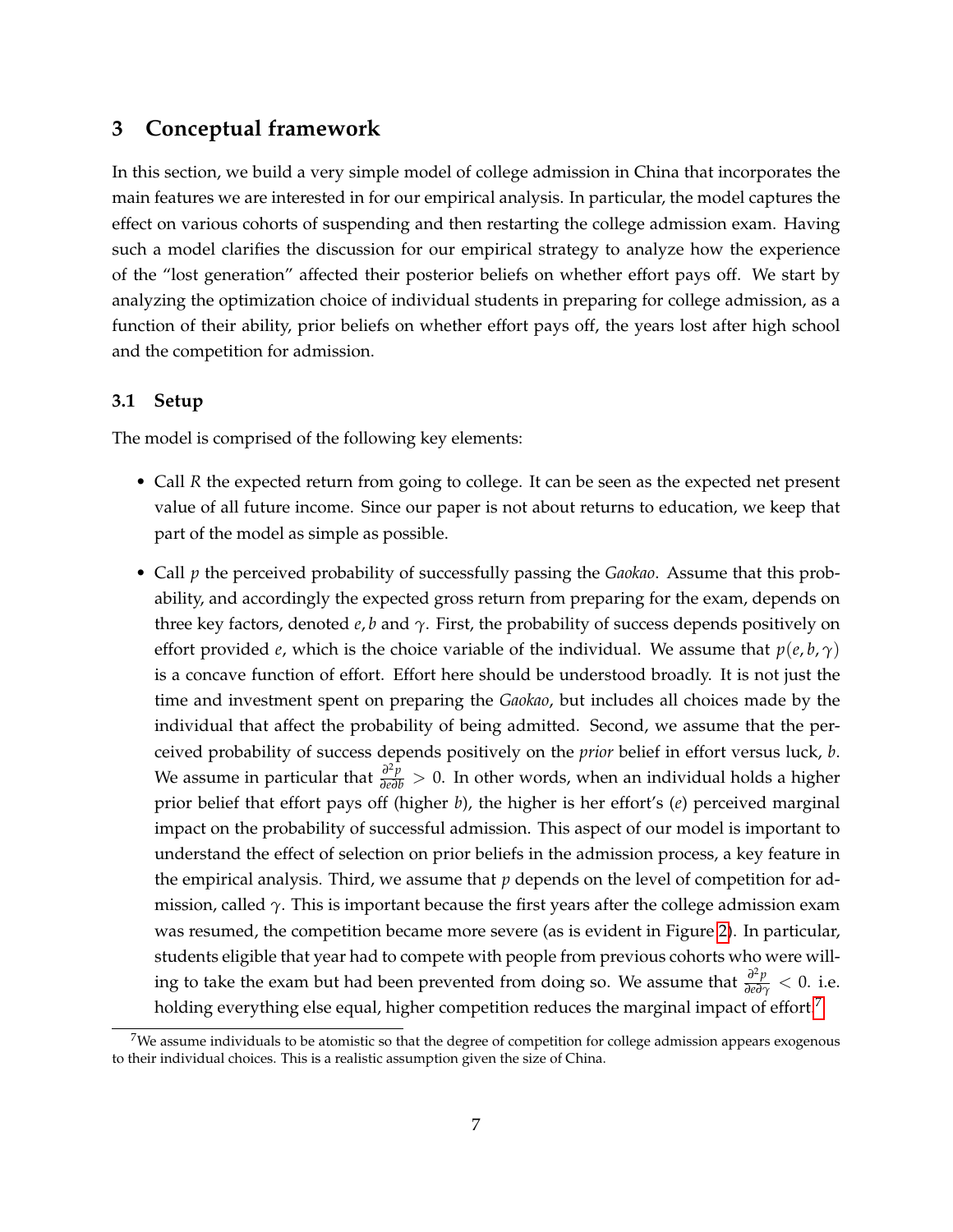## 3 Conceptual framework

In this section, we build a very simple model of college admission in China that incorporates the main features we are interested in for our empirical analysis. In particular, the model captures the effect on various cohorts of suspending and then restarting the college admission exam. Having such a model clarifies the discussion for our empirical strategy to analyze how the experience of the "lost generation" affected their posterior beliefs on whether effort pays off. We start by analyzing the optimization choice of individual students in preparing for college admission, as a function of their ability, prior beliefs on whether effort pays off, the years lost after high school and the competition for admission.

### 3.1 Setup

The model is comprised of the following key elements:

- Call $R$ the expected return from going to college. It can be seen as the expected net present value of all future income. Since our paper is not about returns to education, we keep that part of the model as simple as possible.
- Call $p$ the perceived probability of successfully passing the *Gaokao*. Assume that this probability, and accordingly the expected gross return from preparing for the exam, depends on three key factors, denoted $e, b$ and $\gamma$. First, the probability of success depends positively on effort provided $e$, which is the choice variable of the individual. We assume that $p(e, b, \gamma)$ is a concave function of effort. Effort here should be understood broadly. It is not just the time and investment spent on preparing the *Gaokao*, but includes all choices made by the individual that affect the probability of being admitted. Second, we assume that the perceived probability of success depends positively on the *prior* belief in effort versus luck, $b$. We assume in particular that $\frac{\partial^2 p}{\partial e \partial b} > 0$. In other words, when an individual holds a higher prior belief that effort pays off (higher $b$), the higher is her effort's ($e$) perceived marginal impact on the probability of successful admission. This aspect of our model is important to understand the effect of selection on prior beliefs in the admission process, a key feature in the empirical analysis. Third, we assume that $p$ depends on the level of competition for admission, called $\gamma$. This is important because the first years after the college admission exam was resumed, the competition became more severe (as is evident in Figure 2). In particular, students eligible that year had to compete with people from previous cohorts who were willing to take the exam but had been prevented from doing so. We assume that $\frac{\partial^2 p}{\partial e \partial \gamma} < 0$. i.e. holding everything else equal, higher competition reduces the marginal impact of effort.[7]

[7] We assume individuals to be atomistic so that the degree of competition for college admission appears exogenous to their individual choices. This is a realistic assumption given the size of China.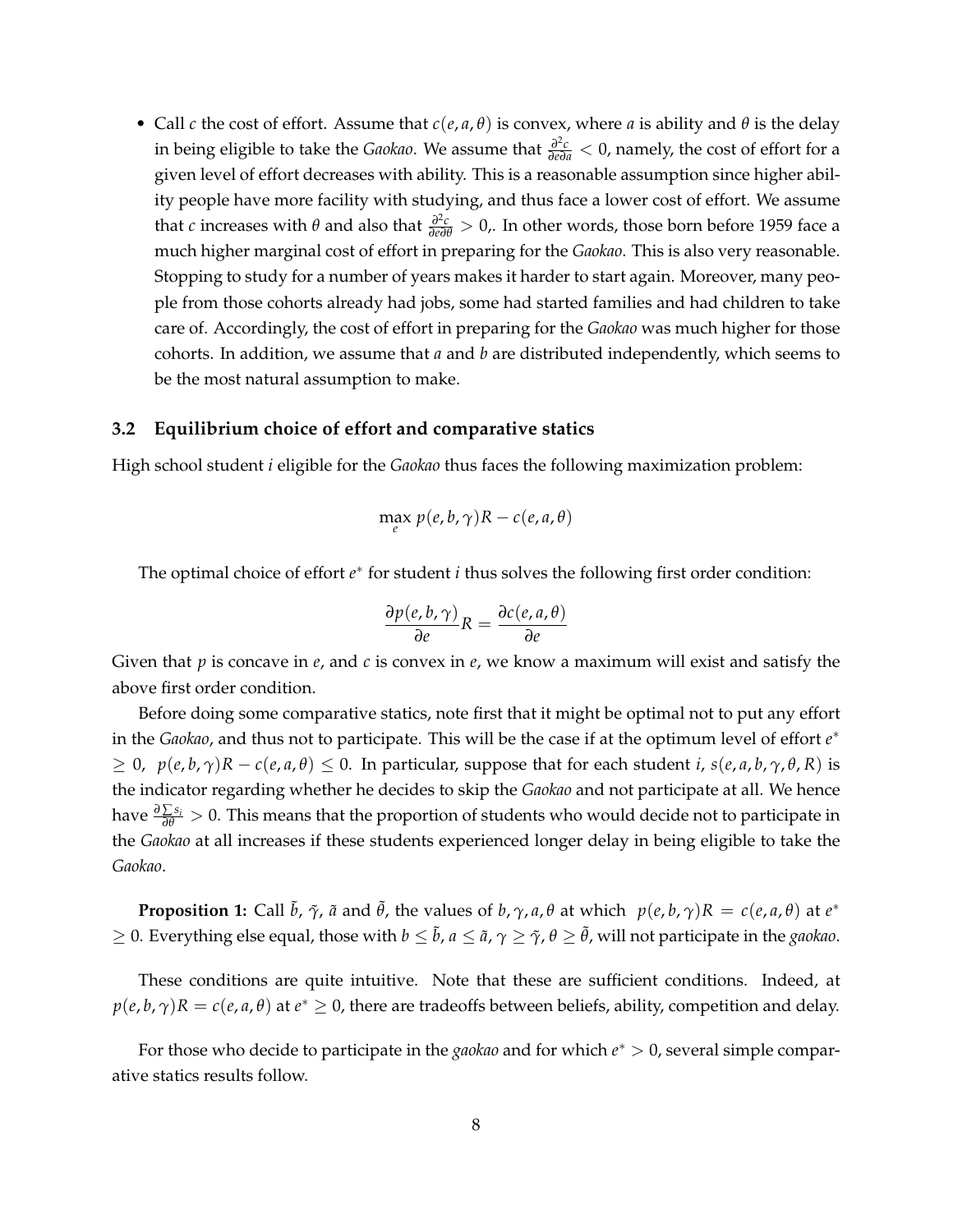- Call $c$ the cost of effort. Assume that $c(e, a, \theta)$ is convex, where $a$ is ability and $\theta$ is the delay in being eligible to take the *Gaokao*. We assume that $\frac{\partial^2 c}{\partial e \partial a} < 0$, namely, the cost of effort for a given level of effort decreases with ability. This is a reasonable assumption since higher ability people have more facility with studying, and thus face a lower cost of effort. We assume that $c$ increases with $\theta$ and also that $\frac{\partial^2 c}{\partial e \partial \theta} > 0$,. In other words, those born before 1959 face a much higher marginal cost of effort in preparing for the *Gaokao*. This is also very reasonable. Stopping to study for a number of years makes it harder to start again. Moreover, many people from those cohorts already had jobs, some had started families and had children to take care of. Accordingly, the cost of effort in preparing for the *Gaokao* was much higher for those cohorts. In addition, we assume that $a$ and $b$ are distributed independently, which seems to be the most natural assumption to make.

### 3.2 Equilibrium choice of effort and comparative statics

High school student $i$ eligible for the *Gaokao* thus faces the following maximization problem:

$$\max_{e} \; p(e, b, \gamma)R - c(e, a, \theta)$$

The optimal choice of effort $e^*$ for student $i$ thus solves the following first order condition:

$$\frac{\partial p(e, b, \gamma)}{\partial e} R = \frac{\partial c(e, a, \theta)}{\partial e}$$

Given that $p$ is concave in $e$, and $c$ is convex in $e$, we know a maximum will exist and satisfy the above first order condition.

Before doing some comparative statics, note first that it might be optimal not to put any effort in the *Gaokao*, and thus not to participate. This will be the case if at the optimum level of effort $e^* \geq 0$, $p(e, b, \gamma)R - c(e, a, \theta) \leq 0$. In particular, suppose that for each student $i$, $s(e, a, b, \gamma, \theta, R)$ is the indicator regarding whether he decides to skip the *Gaokao* and not participate at all. We hence have $\frac{\partial \sum s_i}{\partial \theta} > 0$. This means that the proportion of students who would decide not to participate in the *Gaokao* at all increases if these students experienced longer delay in being eligible to take the *Gaokao*.

**Proposition 1:** Call $\tilde{b}$, $\tilde{\gamma}$, $\tilde{a}$ and $\tilde{\theta}$, the values of $b, \gamma, a, \theta$ at which $p(e, b, \gamma)R = c(e, a, \theta)$ at $e^* \geq 0$. Everything else equal, those with $b \leq \tilde{b}$, $a \leq \tilde{a}$, $\gamma \geq \tilde{\gamma}$, $\theta \geq \tilde{\theta}$, will not participate in the *gaokao*.

These conditions are quite intuitive. Note that these are sufficient conditions. Indeed, at $p(e, b, \gamma)R = c(e, a, \theta)$ at $e^* \geq 0$, there are tradeoffs between beliefs, ability, competition and delay.

For those who decide to participate in the *gaokao* and for which $e^* > 0$, several simple comparative statics results follow.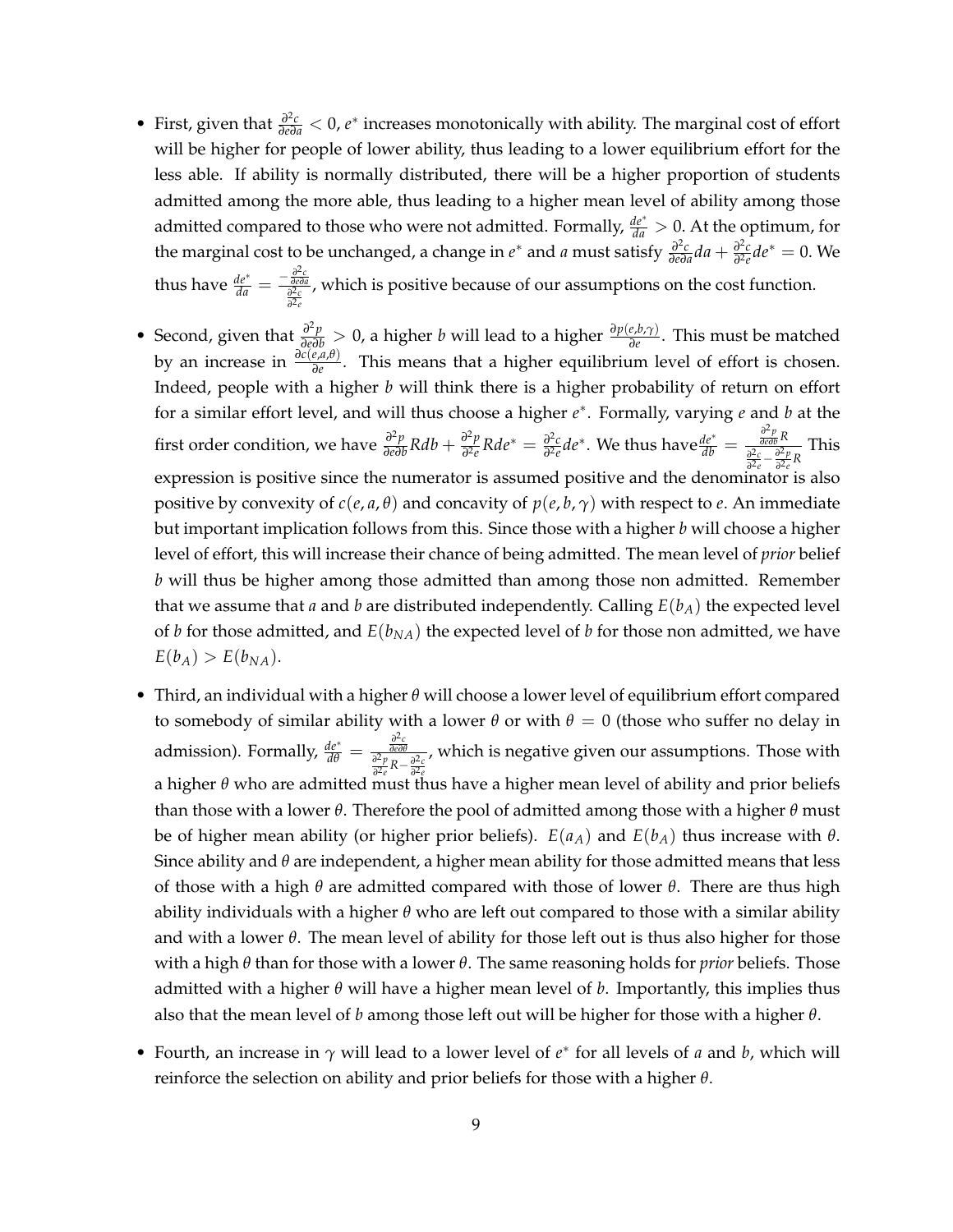- First, given that $\frac{\partial^2 c}{\partial e \partial a} < 0$, $e^*$ increases monotonically with ability. The marginal cost of effort will be higher for people of lower ability, thus leading to a lower equilibrium effort for the less able. If ability is normally distributed, there will be a higher proportion of students admitted among the more able, thus leading to a higher mean level of ability among those admitted compared to those who were not admitted. Formally, $\frac{de^*}{da} > 0$. At the optimum, for the marginal cost to be unchanged, a change in $e^*$ and $a$ must satisfy $\frac{\partial^2 c}{\partial e \partial a} da + \frac{\partial^2 c}{\partial^2 e} de^* = 0$. We thus have $\frac{de^*}{da} = \frac{-\frac{\partial^2 c}{\partial e \partial a}}{\frac{\partial^2 c}{\partial^2 e}}$, which is positive because of our assumptions on the cost function.

- Second, given that $\frac{\partial^2 p}{\partial e \partial b} > 0$, a higher $b$ will lead to a higher $\frac{\partial p(e,b,\gamma)}{\partial e}$. This must be matched by an increase in $\frac{\partial c(e,a,\theta)}{\partial e}$. This means that a higher equilibrium level of effort is chosen. Indeed, people with a higher $b$ will think there is a higher probability of return on effort for a similar effort level, and will thus choose a higher $e^*$. Formally, varying $e$ and $b$ at the first order condition, we have $\frac{\partial^2 p}{\partial e \partial b} R db + \frac{\partial^2 p}{\partial^2 e} R de^* = \frac{\partial^2 c}{\partial^2 e} de^*$. We thus have $\frac{de^*}{db} = \frac{\frac{\partial^2 p}{\partial e \partial b} R}{\frac{\partial^2 c}{\partial^2 e} - \frac{\partial^2 p}{\partial^2 e} R}$ This expression is positive since the numerator is assumed positive and the denominator is also positive by convexity of $c(e, a, \theta)$ and concavity of $p(e, b, \gamma)$ with respect to $e$. An immediate but important implication follows from this. Since those with a higher $b$ will choose a higher level of effort, this will increase their chance of being admitted. The mean level of *prior* belief $b$ will thus be higher among those admitted than among those non admitted. Remember that we assume that $a$ and $b$ are distributed independently. Calling $E(b_A)$ the expected level of $b$ for those admitted, and $E(b_{NA})$ the expected level of $b$ for those non admitted, we have $E(b_A) > E(b_{NA})$.

- Third, an individual with a higher $\theta$ will choose a lower level of equilibrium effort compared to somebody of similar ability with a lower $\theta$ or with $\theta = 0$ (those who suffer no delay in admission). Formally, $\frac{de^*}{d\theta} = \frac{\frac{\partial^2 c}{\partial e \partial \theta}}{\frac{\partial^2 p}{\partial^2 e} R - \frac{\partial^2 c}{\partial^2 e}}$, which is negative given our assumptions. Those with a higher $\theta$ who are admitted must thus have a higher mean level of ability and prior beliefs than those with a lower $\theta$. Therefore the pool of admitted among those with a higher $\theta$ must be of higher mean ability (or higher prior beliefs). $E(a_A)$ and $E(b_A)$ thus increase with $\theta$. Since ability and $\theta$ are independent, a higher mean ability for those admitted means that less of those with a high $\theta$ are admitted compared with those of lower $\theta$. There are thus high ability individuals with a higher $\theta$ who are left out compared to those with a similar ability and with a lower $\theta$. The mean level of ability for those left out is thus also higher for those with a high $\theta$ than for those with a lower $\theta$. The same reasoning holds for *prior* beliefs. Those admitted with a higher $\theta$ will have a higher mean level of $b$. Importantly, this implies thus also that the mean level of $b$ among those left out will be higher for those with a higher $\theta$.

- Fourth, an increase in $\gamma$ will lead to a lower level of $e^*$ for all levels of $a$ and $b$, which will reinforce the selection on ability and prior beliefs for those with a higher $\theta$.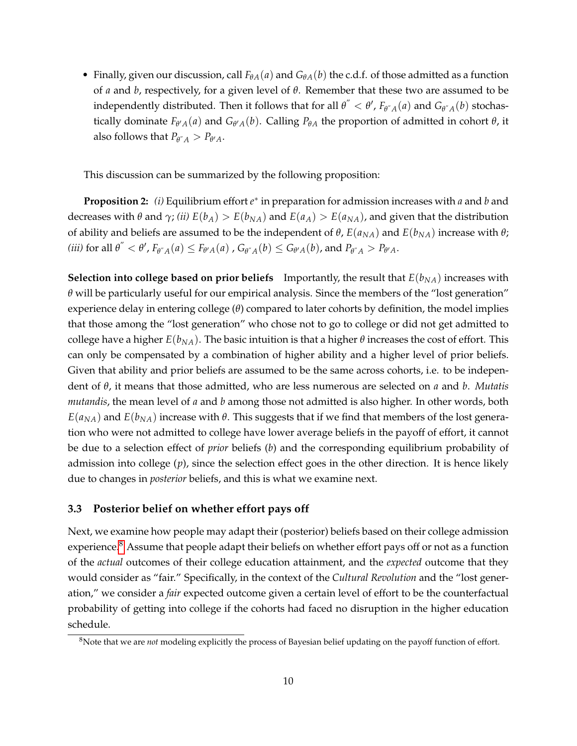- Finally, given our discussion, call $F_{\theta A}(a)$ and $G_{\theta A}(b)$ the c.d.f. of those admitted as a function of $a$ and $b$, respectively, for a given level of $\theta$. Remember that these two are assumed to be independently distributed. Then it follows that for all $\theta^{''} < \theta'$, $F_{\theta^{''} A}(a)$ and $G_{\theta^{''} A}(b)$ stochastically dominate $F_{\theta' A}(a)$ and $G_{\theta' A}(b)$. Calling $P_{\theta A}$ the proportion of admitted in cohort $\theta$, it also follows that $P_{\theta^{''} A} > P_{\theta' A}$.

This discussion can be summarized by the following proposition:

**Proposition 2:** *(i)* Equilibrium effort $e^*$ in preparation for admission increases with $a$ and $b$ and decreases with $\theta$ and $\gamma$; *(ii)* $E(b_A) > E(b_{NA})$ and $E(a_A) > E(a_{NA})$, and given that the distribution of ability and beliefs are assumed to be the independent of $\theta$, $E(a_{NA})$ and $E(b_{NA})$ increase with $\theta$; *(iii)* for all $\theta^{''} < \theta'$, $F_{\theta^{''} A}(a) \leq F_{\theta' A}(a)$ , $G_{\theta^{''} A}(b) \leq G_{\theta' A}(b)$, and $P_{\theta^{''} A} > P_{\theta' A}$.

**Selection into college based on prior beliefs** Importantly, the result that $E(b_{NA})$ increases with $\theta$ will be particularly useful for our empirical analysis. Since the members of the "lost generation" experience delay in entering college ($\theta$) compared to later cohorts by definition, the model implies that those among the "lost generation" who chose not to go to college or did not get admitted to college have a higher $E(b_{NA})$. The basic intuition is that a higher $\theta$ increases the cost of effort. This can only be compensated by a combination of higher ability and a higher level of prior beliefs. Given that ability and prior beliefs are assumed to be the same across cohorts, i.e. to be independent of $\theta$, it means that those admitted, who are less numerous are selected on $a$ and $b$. *Mutatis mutandis*, the mean level of $a$ and $b$ among those not admitted is also higher. In other words, both $E(a_{NA})$ and $E(b_{NA})$ increase with $\theta$. This suggests that if we find that members of the lost generation who were not admitted to college have lower average beliefs in the payoff of effort, it cannot be due to a selection effect of *prior* beliefs ($b$) and the corresponding equilibrium probability of admission into college ($p$), since the selection effect goes in the other direction. It is hence likely due to changes in *posterior* beliefs, and this is what we examine next.

### 3.3 Posterior belief on whether effort pays off

Next, we examine how people may adapt their (posterior) beliefs based on their college admission experience.[8] Assume that people adapt their beliefs on whether effort pays off or not as a function of the *actual* outcomes of their college education attainment, and the *expected* outcome that they would consider as "fair." Specifically, in the context of the *Cultural Revolution* and the "lost generation," we consider a *fair* expected outcome given a certain level of effort to be the counterfactual probability of getting into college if the cohorts had faced no disruption in the higher education schedule.

[8] Note that we are *not* modeling explicitly the process of Bayesian belief updating on the payoff function of effort.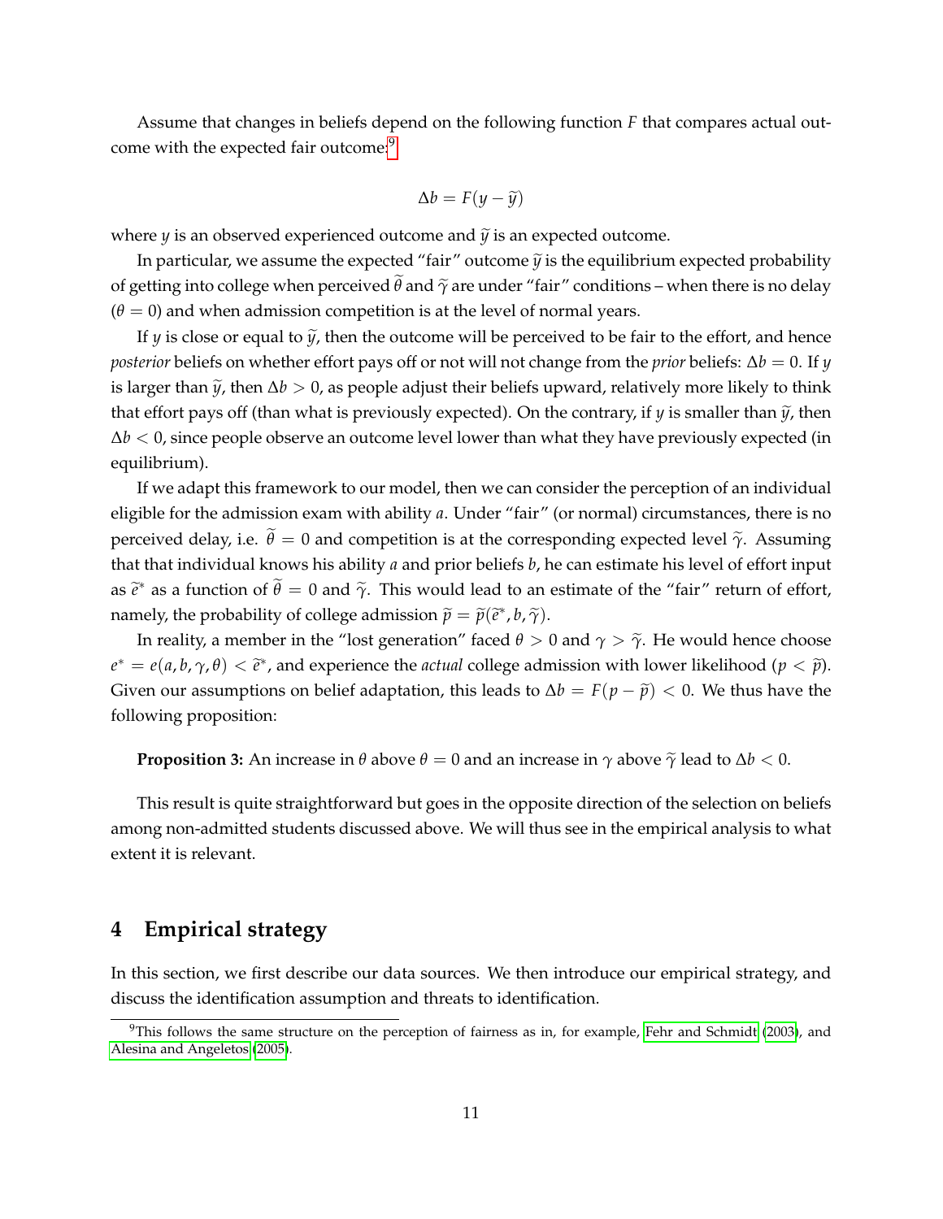Assume that changes in beliefs depend on the following function $F$ that compares actual outcome with the expected fair outcome:[9]

$$\Delta b = F(y - \widetilde{y})$$

where $y$ is an observed experienced outcome and $\widetilde{y}$ is an expected outcome.

In particular, we assume the expected "fair" outcome $\widetilde{y}$ is the equilibrium expected probability of getting into college when perceived $\widetilde{\theta}$ and $\widetilde{\gamma}$ are under "fair" conditions – when there is no delay ($\theta = 0$) and when admission competition is at the level of normal years.

If $y$ is close or equal to $\widetilde{y}$, then the outcome will be perceived to be fair to the effort, and hence *posterior* beliefs on whether effort pays off or not will not change from the *prior* beliefs: $\Delta b = 0$. If $y$ is larger than $\widetilde{y}$, then $\Delta b > 0$, as people adjust their beliefs upward, relatively more likely to think that effort pays off (than what is previously expected). On the contrary, if $y$ is smaller than $\widetilde{y}$, then $\Delta b < 0$, since people observe an outcome level lower than what they have previously expected (in equilibrium).

If we adapt this framework to our model, then we can consider the perception of an individual eligible for the admission exam with ability $a$. Under "fair" (or normal) circumstances, there is no perceived delay, i.e. $\widetilde{\theta} = 0$ and competition is at the corresponding expected level $\widetilde{\gamma}$. Assuming that that individual knows his ability $a$ and prior beliefs $b$, he can estimate his level of effort input as $\widetilde{e}^*$ as a function of $\widetilde{\theta} = 0$ and $\widetilde{\gamma}$. This would lead to an estimate of the "fair" return of effort, namely, the probability of college admission $\widetilde{p} = \widetilde{p}(\widetilde{e}^*, b, \widetilde{\gamma})$.

In reality, a member in the "lost generation" faced $\theta > 0$ and $\gamma > \widetilde{\gamma}$. He would hence choose $e^* = e(a, b, \gamma, \theta) < \widetilde{e}^*$, and experience the *actual* college admission with lower likelihood ($p < \widetilde{p}$). Given our assumptions on belief adaptation, this leads to $\Delta b = F(p - \widetilde{p}) < 0$. We thus have the following proposition:

**Proposition 3:** An increase in $\theta$ above $\theta = 0$ and an increase in $\gamma$ above $\widetilde{\gamma}$ lead to $\Delta b < 0$.

This result is quite straightforward but goes in the opposite direction of the selection on beliefs among non-admitted students discussed above. We will thus see in the empirical analysis to what extent it is relevant.

# 4 Empirical strategy

In this section, we first describe our data sources. We then introduce our empirical strategy, and discuss the identification assumption and threats to identification.

[9] This follows the same structure on the perception of fairness as in, for example, Fehr and Schmidt (2003), and Alesina and Angeletos (2005).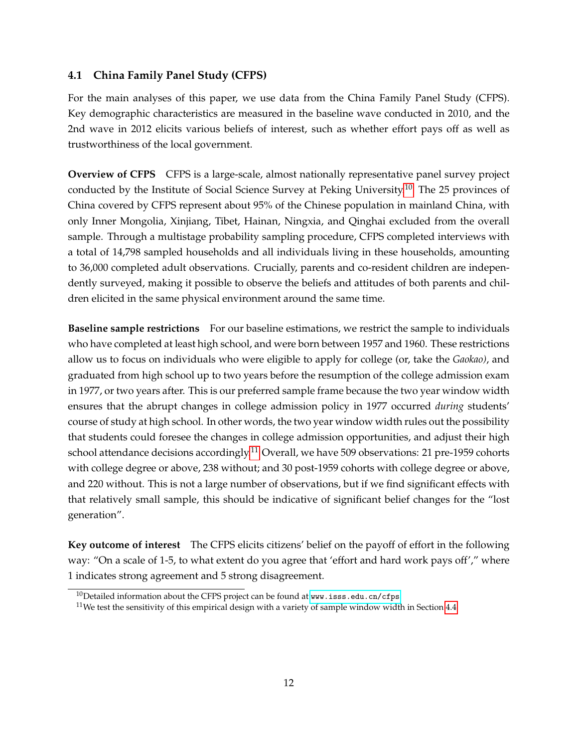### 4.1 China Family Panel Study (CFPS)

For the main analyses of this paper, we use data from the China Family Panel Study (CFPS). Key demographic characteristics are measured in the baseline wave conducted in 2010, and the 2nd wave in 2012 elicits various beliefs of interest, such as whether effort pays off as well as trustworthiness of the local government.

**Overview of CFPS** CFPS is a large-scale, almost nationally representative panel survey project conducted by the Institute of Social Science Survey at Peking University.[10] The 25 provinces of China covered by CFPS represent about 95% of the Chinese population in mainland China, with only Inner Mongolia, Xinjiang, Tibet, Hainan, Ningxia, and Qinghai excluded from the overall sample. Through a multistage probability sampling procedure, CFPS completed interviews with a total of 14,798 sampled households and all individuals living in these households, amounting to 36,000 completed adult observations. Crucially, parents and co-resident children are independently surveyed, making it possible to observe the beliefs and attitudes of both parents and children elicited in the same physical environment around the same time.

**Baseline sample restrictions** For our baseline estimations, we restrict the sample to individuals who have completed at least high school, and were born between 1957 and 1960. These restrictions allow us to focus on individuals who were eligible to apply for college (or, take the *Gaokao)*, and graduated from high school up to two years before the resumption of the college admission exam in 1977, or two years after. This is our preferred sample frame because the two year window width ensures that the abrupt changes in college admission policy in 1977 occurred *during* students' course of study at high school. In other words, the two year window width rules out the possibility that students could foresee the changes in college admission opportunities, and adjust their high school attendance decisions accordingly.[11] Overall, we have 509 observations: 21 pre-1959 cohorts with college degree or above, 238 without; and 30 post-1959 cohorts with college degree or above, and 220 without. This is not a large number of observations, but if we find significant effects with that relatively small sample, this should be indicative of significant belief changes for the "lost generation".

**Key outcome of interest** The CFPS elicits citizens' belief on the payoff of effort in the following way: "On a scale of 1-5, to what extent do you agree that 'effort and hard work pays off'," where 1 indicates strong agreement and 5 strong disagreement.

[10] Detailed information about the CFPS project can be found at www.isss.edu.cn/cfps

[11] We test the sensitivity of this empirical design with a variety of sample window width in Section 4.4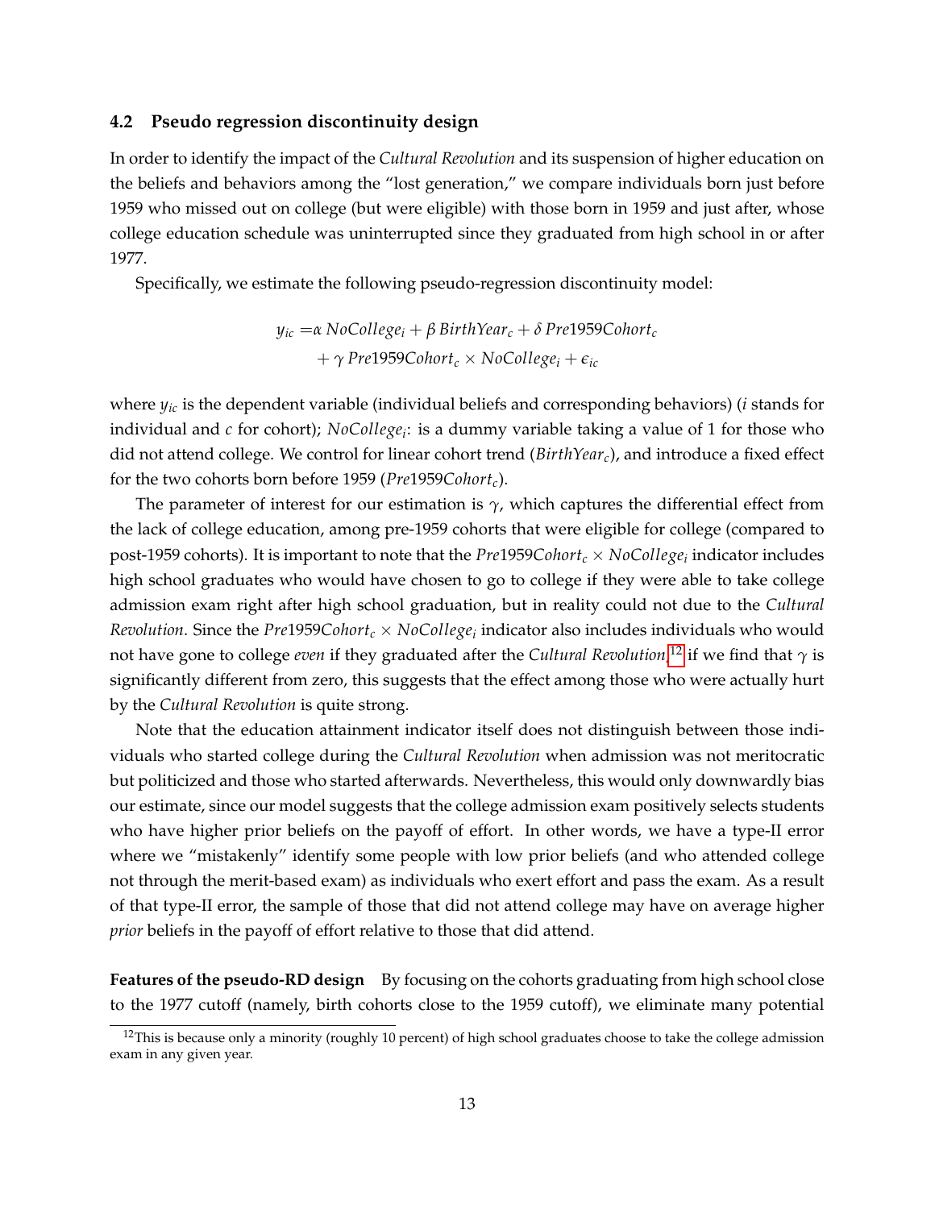### 4.2 Pseudo regression discontinuity design

In order to identify the impact of the *Cultural Revolution* and its suspension of higher education on the beliefs and behaviors among the "lost generation," we compare individuals born just before 1959 who missed out on college (but were eligible) with those born in 1959 and just after, whose college education schedule was uninterrupted since they graduated from high school in or after 1977.

Specifically, we estimate the following pseudo-regression discontinuity model:

$$
\begin{aligned}
y_{ic} = & \alpha \, NoCollege_i + \beta \, BirthYear_c + \delta \, Pre1959Cohort_c \\
& + \gamma \, Pre1959Cohort_c \times NoCollege_i + \epsilon_{ic}
\end{aligned}
$$

where $y_{ic}$ is the dependent variable (individual beliefs and corresponding behaviors) ($i$ stands for individual and $c$ for cohort); $NoCollege_i$: is a dummy variable taking a value of 1 for those who did not attend college. We control for linear cohort trend ($BirthYear_c$), and introduce a fixed effect for the two cohorts born before 1959 ($Pre1959Cohort_c$).

The parameter of interest for our estimation is $\gamma$, which captures the differential effect from the lack of college education, among pre-1959 cohorts that were eligible for college (compared to post-1959 cohorts). It is important to note that the $Pre1959Cohort_c \times NoCollege_i$ indicator includes high school graduates who would have chosen to go to college if they were able to take college admission exam right after high school graduation, but in reality could not due to the *Cultural Revolution*. Since the $Pre1959Cohort_c \times NoCollege_i$ indicator also includes individuals who would not have gone to college *even* if they graduated after the *Cultural Revolution*,[12] if we find that $\gamma$ is significantly different from zero, this suggests that the effect among those who were actually hurt by the *Cultural Revolution* is quite strong.

Note that the education attainment indicator itself does not distinguish between those individuals who started college during the *Cultural Revolution* when admission was not meritocratic but politicized and those who started afterwards. Nevertheless, this would only downwardly bias our estimate, since our model suggests that the college admission exam positively selects students who have higher prior beliefs on the payoff of effort. In other words, we have a type-II error where we "mistakenly" identify some people with low prior beliefs (and who attended college not through the merit-based exam) as individuals who exert effort and pass the exam. As a result of that type-II error, the sample of those that did not attend college may have on average higher *prior* beliefs in the payoff of effort relative to those that did attend.

**Features of the pseudo-RD design** By focusing on the cohorts graduating from high school close to the 1977 cutoff (namely, birth cohorts close to the 1959 cutoff), we eliminate many potential

[12] This is because only a minority (roughly 10 percent) of high school graduates choose to take the college admission exam in any given year.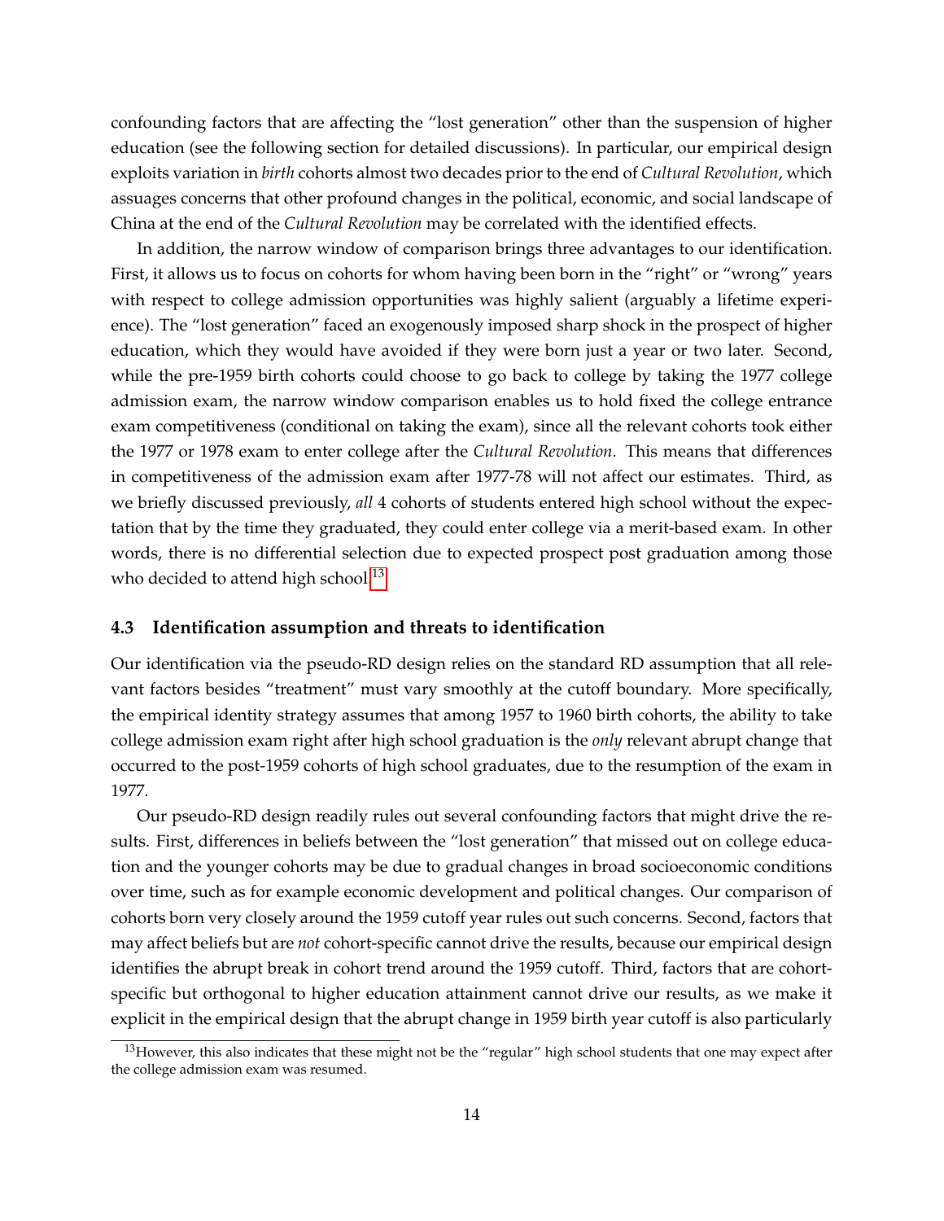confounding factors that are affecting the "lost generation" other than the suspension of higher education (see the following section for detailed discussions). In particular, our empirical design exploits variation in *birth* cohorts almost two decades prior to the end of *Cultural Revolution*, which assuages concerns that other profound changes in the political, economic, and social landscape of China at the end of the *Cultural Revolution* may be correlated with the identified effects.

In addition, the narrow window of comparison brings three advantages to our identification. First, it allows us to focus on cohorts for whom having been born in the "right" or "wrong" years with respect to college admission opportunities was highly salient (arguably a lifetime experience). The "lost generation" faced an exogenously imposed sharp shock in the prospect of higher education, which they would have avoided if they were born just a year or two later. Second, while the pre-1959 birth cohorts could choose to go back to college by taking the 1977 college admission exam, the narrow window comparison enables us to hold fixed the college entrance exam competitiveness (conditional on taking the exam), since all the relevant cohorts took either the 1977 or 1978 exam to enter college after the *Cultural Revolution*. This means that differences in competitiveness of the admission exam after 1977-78 will not affect our estimates. Third, as we briefly discussed previously, *all* 4 cohorts of students entered high school without the expectation that by the time they graduated, they could enter college via a merit-based exam. In other words, there is no differential selection due to expected prospect post graduation among those who decided to attend high school.[13]

### 4.3 Identification assumption and threats to identification

Our identification via the pseudo-RD design relies on the standard RD assumption that all relevant factors besides "treatment" must vary smoothly at the cutoff boundary. More specifically, the empirical identity strategy assumes that among 1957 to 1960 birth cohorts, the ability to take college admission exam right after high school graduation is the *only* relevant abrupt change that occurred to the post-1959 cohorts of high school graduates, due to the resumption of the exam in 1977.

Our pseudo-RD design readily rules out several confounding factors that might drive the results. First, differences in beliefs between the "lost generation" that missed out on college education and the younger cohorts may be due to gradual changes in broad socioeconomic conditions over time, such as for example economic development and political changes. Our comparison of cohorts born very closely around the 1959 cutoff year rules out such concerns. Second, factors that may affect beliefs but are *not* cohort-specific cannot drive the results, because our empirical design identifies the abrupt break in cohort trend around the 1959 cutoff. Third, factors that are cohort-specific but orthogonal to higher education attainment cannot drive our results, as we make it explicit in the empirical design that the abrupt change in 1959 birth year cutoff is also particularly

[13] However, this also indicates that these might not be the "regular" high school students that one may expect after the college admission exam was resumed.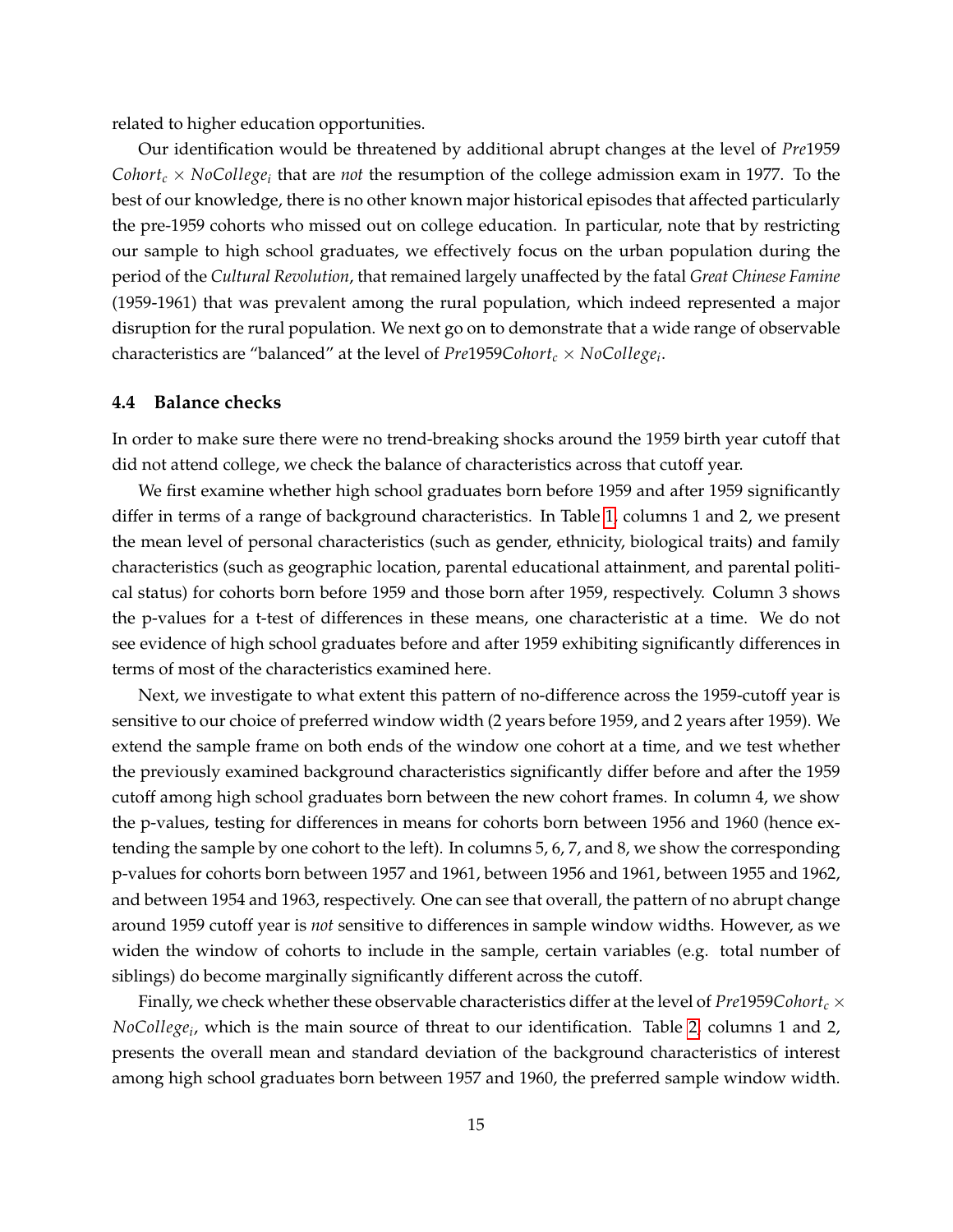related to higher education opportunities.

Our identification would be threatened by additional abrupt changes at the level of $Pre1959\,Cohort_c \times NoCollege_i$ that are *not* the resumption of the college admission exam in 1977. To the best of our knowledge, there is no other known major historical episodes that affected particularly the pre-1959 cohorts who missed out on college education. In particular, note that by restricting our sample to high school graduates, we effectively focus on the urban population during the period of the *Cultural Revolution*, that remained largely unaffected by the fatal *Great Chinese Famine* (1959-1961) that was prevalent among the rural population, which indeed represented a major disruption for the rural population. We next go on to demonstrate that a wide range of observable characteristics are "balanced" at the level of $Pre1959Cohort_c \times NoCollege_i$.

### 4.4 Balance checks

In order to make sure there were no trend-breaking shocks around the 1959 birth year cutoff that did not attend college, we check the balance of characteristics across that cutoff year.

We first examine whether high school graduates born before 1959 and after 1959 significantly differ in terms of a range of background characteristics. In Table 1, columns 1 and 2, we present the mean level of personal characteristics (such as gender, ethnicity, biological traits) and family characteristics (such as geographic location, parental educational attainment, and parental political status) for cohorts born before 1959 and those born after 1959, respectively. Column 3 shows the p-values for a t-test of differences in these means, one characteristic at a time. We do not see evidence of high school graduates before and after 1959 exhibiting significantly differences in terms of most of the characteristics examined here.

Next, we investigate to what extent this pattern of no-difference across the 1959-cutoff year is sensitive to our choice of preferred window width (2 years before 1959, and 2 years after 1959). We extend the sample frame on both ends of the window one cohort at a time, and we test whether the previously examined background characteristics significantly differ before and after the 1959 cutoff among high school graduates born between the new cohort frames. In column 4, we show the p-values, testing for differences in means for cohorts born between 1956 and 1960 (hence extending the sample by one cohort to the left). In columns 5, 6, 7, and 8, we show the corresponding p-values for cohorts born between 1957 and 1961, between 1956 and 1961, between 1955 and 1962, and between 1954 and 1963, respectively. One can see that overall, the pattern of no abrupt change around 1959 cutoff year is *not* sensitive to differences in sample window widths. However, as we widen the window of cohorts to include in the sample, certain variables (e.g. total number of siblings) do become marginally significantly different across the cutoff.

Finally, we check whether these observable characteristics differ at the level of $Pre1959Cohort_c \times NoCollege_i$, which is the main source of threat to our identification. Table 2, columns 1 and 2, presents the overall mean and standard deviation of the background characteristics of interest among high school graduates born between 1957 and 1960, the preferred sample window width.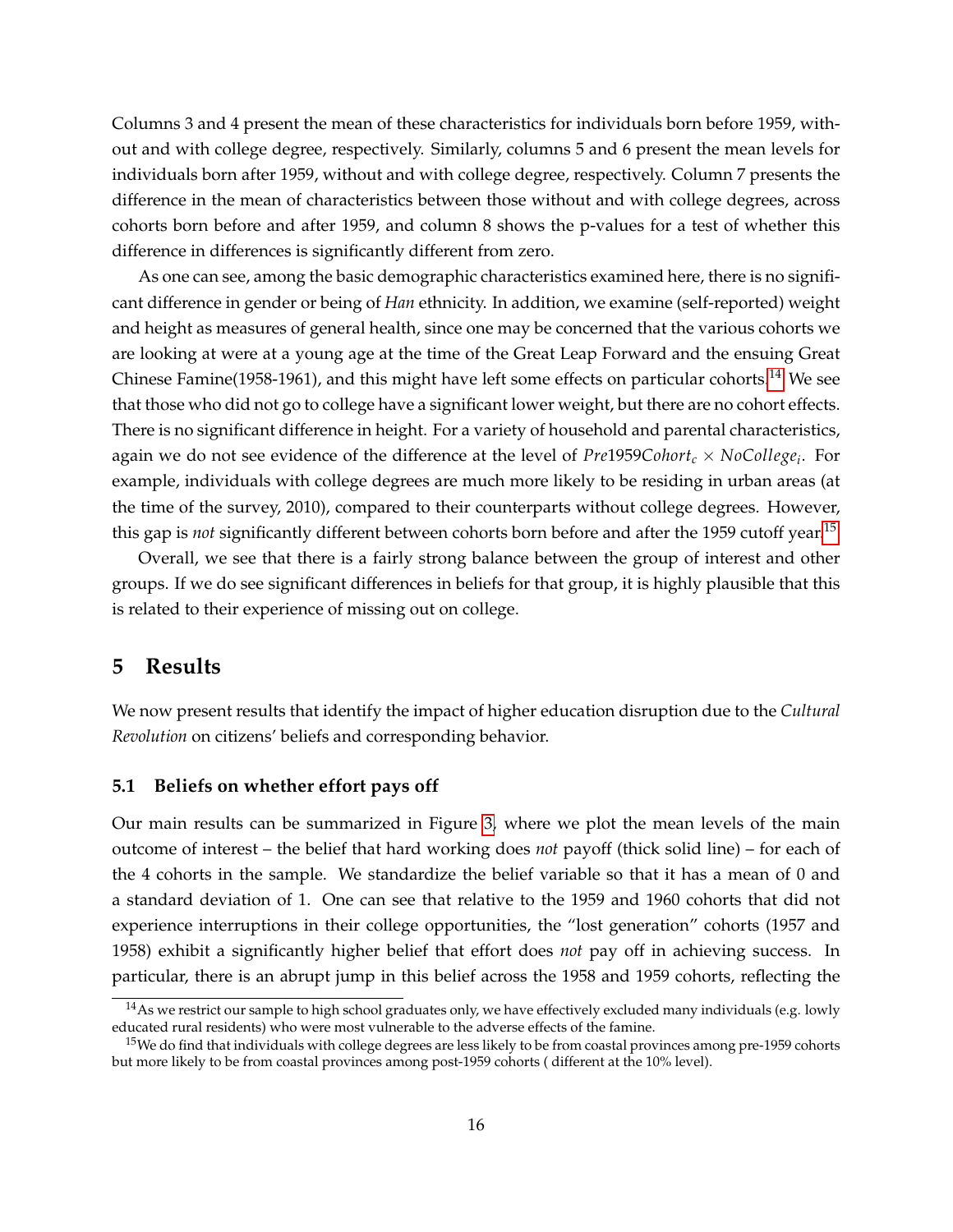Columns 3 and 4 present the mean of these characteristics for individuals born before 1959, without and with college degree, respectively. Similarly, columns 5 and 6 present the mean levels for individuals born after 1959, without and with college degree, respectively. Column 7 presents the difference in the mean of characteristics between those without and with college degrees, across cohorts born before and after 1959, and column 8 shows the p-values for a test of whether this difference in differences is significantly different from zero.

As one can see, among the basic demographic characteristics examined here, there is no significant difference in gender or being of *Han* ethnicity. In addition, we examine (self-reported) weight and height as measures of general health, since one may be concerned that the various cohorts we are looking at were at a young age at the time of the Great Leap Forward and the ensuing Great Chinese Famine(1958-1961), and this might have left some effects on particular cohorts.[14] We see that those who did not go to college have a significant lower weight, but there are no cohort effects. There is no significant difference in height. For a variety of household and parental characteristics, again we do not see evidence of the difference at the level of $Pre1959Cohort_c \times NoCollege_i$. For example, individuals with college degrees are much more likely to be residing in urban areas (at the time of the survey, 2010), compared to their counterparts without college degrees. However, this gap is *not* significantly different between cohorts born before and after the 1959 cutoff year.[15]

Overall, we see that there is a fairly strong balance between the group of interest and other groups. If we do see significant differences in beliefs for that group, it is highly plausible that this is related to their experience of missing out on college.

# 5 Results

We now present results that identify the impact of higher education disruption due to the *Cultural Revolution* on citizens' beliefs and corresponding behavior.

## 5.1 Beliefs on whether effort pays off

Our main results can be summarized in Figure 3, where we plot the mean levels of the main outcome of interest – the belief that hard working does *not* payoff (thick solid line) – for each of the 4 cohorts in the sample. We standardize the belief variable so that it has a mean of 0 and a standard deviation of 1. One can see that relative to the 1959 and 1960 cohorts that did not experience interruptions in their college opportunities, the "lost generation" cohorts (1957 and 1958) exhibit a significantly higher belief that effort does *not* pay off in achieving success. In particular, there is an abrupt jump in this belief across the 1958 and 1959 cohorts, reflecting the

[14] As we restrict our sample to high school graduates only, we have effectively excluded many individuals (e.g. lowly educated rural residents) who were most vulnerable to the adverse effects of the famine.

[15] We do find that individuals with college degrees are less likely to be from coastal provinces among pre-1959 cohorts but more likely to be from coastal provinces among post-1959 cohorts ( different at the 10% level).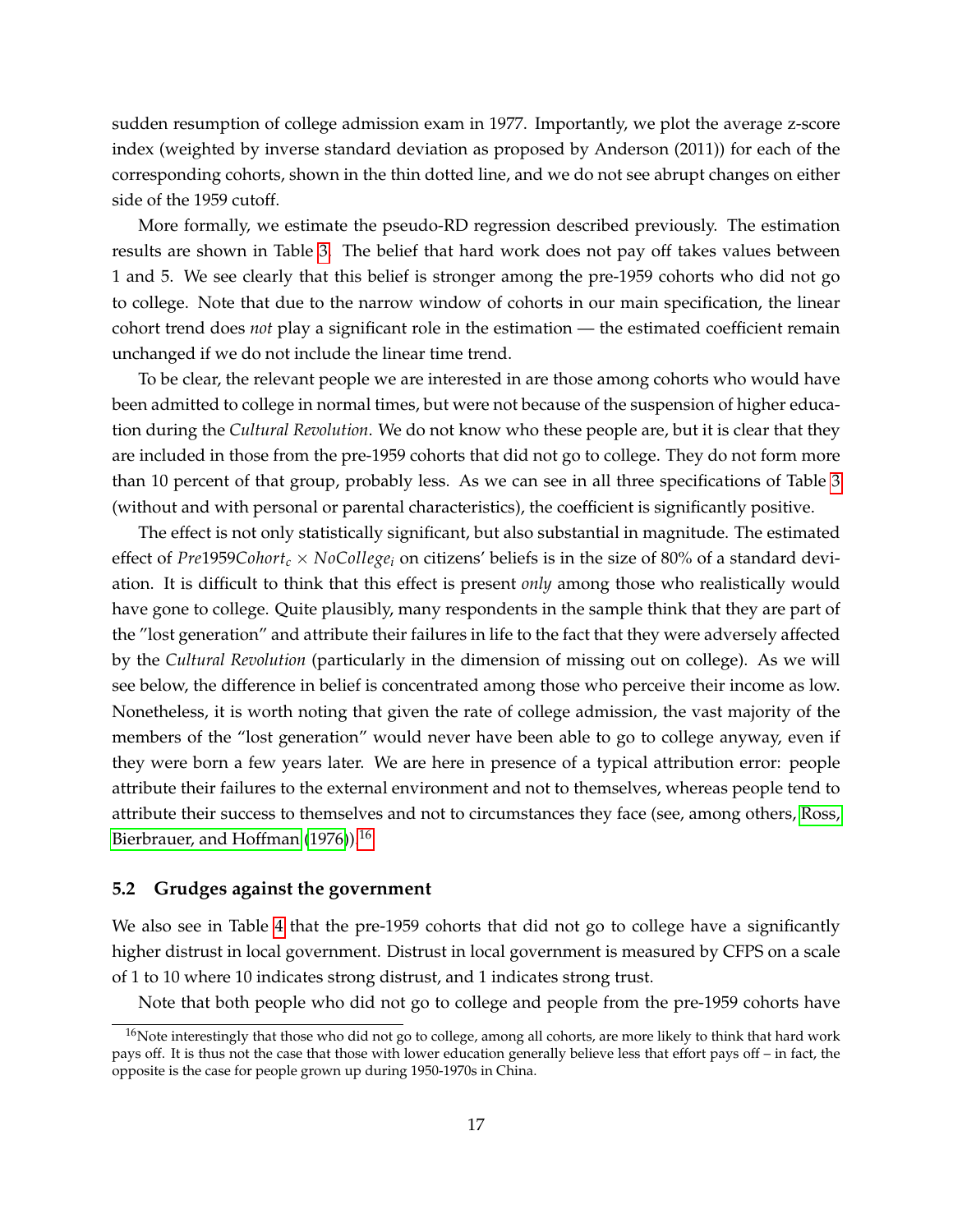sudden resumption of college admission exam in 1977. Importantly, we plot the average z-score index (weighted by inverse standard deviation as proposed by Anderson (2011)) for each of the corresponding cohorts, shown in the thin dotted line, and we do not see abrupt changes on either side of the 1959 cutoff.

More formally, we estimate the pseudo-RD regression described previously. The estimation results are shown in Table 3. The belief that hard work does not pay off takes values between 1 and 5. We see clearly that this belief is stronger among the pre-1959 cohorts who did not go to college. Note that due to the narrow window of cohorts in our main specification, the linear cohort trend does *not* play a significant role in the estimation — the estimated coefficient remain unchanged if we do not include the linear time trend.

To be clear, the relevant people we are interested in are those among cohorts who would have been admitted to college in normal times, but were not because of the suspension of higher education during the *Cultural Revolution*. We do not know who these people are, but it is clear that they are included in those from the pre-1959 cohorts that did not go to college. They do not form more than 10 percent of that group, probably less. As we can see in all three specifications of Table 3 (without and with personal or parental characteristics), the coefficient is significantly positive.

The effect is not only statistically significant, but also substantial in magnitude. The estimated effect of $Pre1959Cohort_c \times NoCollege_i$ on citizens' beliefs is in the size of 80% of a standard deviation. It is difficult to think that this effect is present *only* among those who realistically would have gone to college. Quite plausibly, many respondents in the sample think that they are part of the "lost generation" and attribute their failures in life to the fact that they were adversely affected by the *Cultural Revolution* (particularly in the dimension of missing out on college). As we will see below, the difference in belief is concentrated among those who perceive their income as low. Nonetheless, it is worth noting that given the rate of college admission, the vast majority of the members of the "lost generation" would never have been able to go to college anyway, even if they were born a few years later. We are here in presence of a typical attribution error: people attribute their failures to the external environment and not to themselves, whereas people tend to attribute their success to themselves and not to circumstances they face (see, among others, Ross, Bierbrauer, and Hoffman (1976)).[16]

## 5.2 Grudges against the government

We also see in Table 4 that the pre-1959 cohorts that did not go to college have a significantly higher distrust in local government. Distrust in local government is measured by CFPS on a scale of 1 to 10 where 10 indicates strong distrust, and 1 indicates strong trust.

Note that both people who did not go to college and people from the pre-1959 cohorts have

[16]Note interestingly that those who did not go to college, among all cohorts, are more likely to think that hard work pays off. It is thus not the case that those with lower education generally believe less that effort pays off – in fact, the opposite is the case for people grown up during 1950-1970s in China.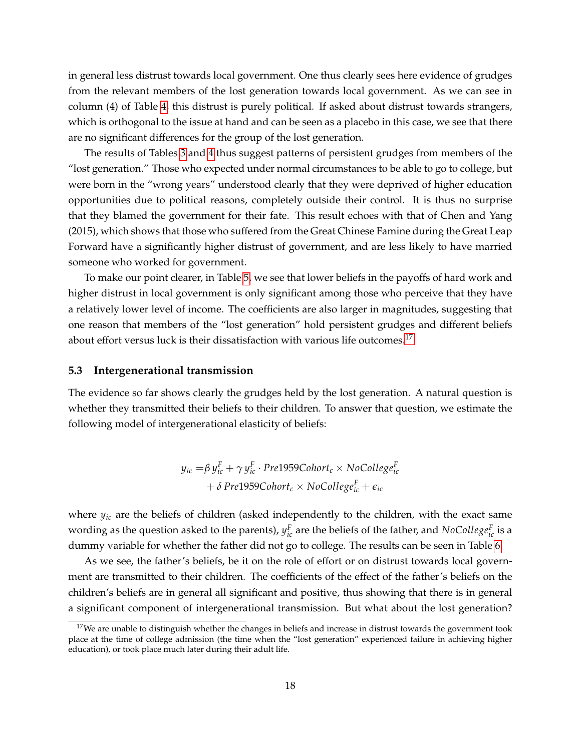in general less distrust towards local government. One thus clearly sees here evidence of grudges from the relevant members of the lost generation towards local government. As we can see in column (4) of Table 4, this distrust is purely political. If asked about distrust towards strangers, which is orthogonal to the issue at hand and can be seen as a placebo in this case, we see that there are no significant differences for the group of the lost generation.

The results of Tables 3 and 4 thus suggest patterns of persistent grudges from members of the "lost generation." Those who expected under normal circumstances to be able to go to college, but were born in the "wrong years" understood clearly that they were deprived of higher education opportunities due to political reasons, completely outside their control. It is thus no surprise that they blamed the government for their fate. This result echoes with that of Chen and Yang (2015), which shows that those who suffered from the Great Chinese Famine during the Great Leap Forward have a significantly higher distrust of government, and are less likely to have married someone who worked for government.

To make our point clearer, in Table 5, we see that lower beliefs in the payoffs of hard work and higher distrust in local government is only significant among those who perceive that they have a relatively lower level of income. The coefficients are also larger in magnitudes, suggesting that one reason that members of the "lost generation" hold persistent grudges and different beliefs about effort versus luck is their dissatisfaction with various life outcomes.[17]

### 5.3 Intergenerational transmission

The evidence so far shows clearly the grudges held by the lost generation. A natural question is whether they transmitted their beliefs to their children. To answer that question, we estimate the following model of intergenerational elasticity of beliefs:

$$
\begin{aligned}
y_{ic} = & \beta\, y_{ic}^{F} + \gamma\, y_{ic}^{F} \cdot Pre1959Cohort_c \times NoCollege_{ic}^{F} \\
& + \delta\, Pre1959Cohort_c \times NoCollege_{ic}^{F} + \epsilon_{ic}
\end{aligned}
$$

where $y_{ic}$ are the beliefs of children (asked independently to the children, with the exact same wording as the question asked to the parents), $y_{ic}^{F}$ are the beliefs of the father, and $NoCollege_{ic}^{F}$ is a dummy variable for whether the father did not go to college. The results can be seen in Table 6.

As we see, the father's beliefs, be it on the role of effort or on distrust towards local government are transmitted to their children. The coefficients of the effect of the father's beliefs on the children's beliefs are in general all significant and positive, thus showing that there is in general a significant component of intergenerational transmission. But what about the lost generation?

[17] We are unable to distinguish whether the changes in beliefs and increase in distrust towards the government took place at the time of college admission (the time when the "lost generation" experienced failure in achieving higher education), or took place much later during their adult life.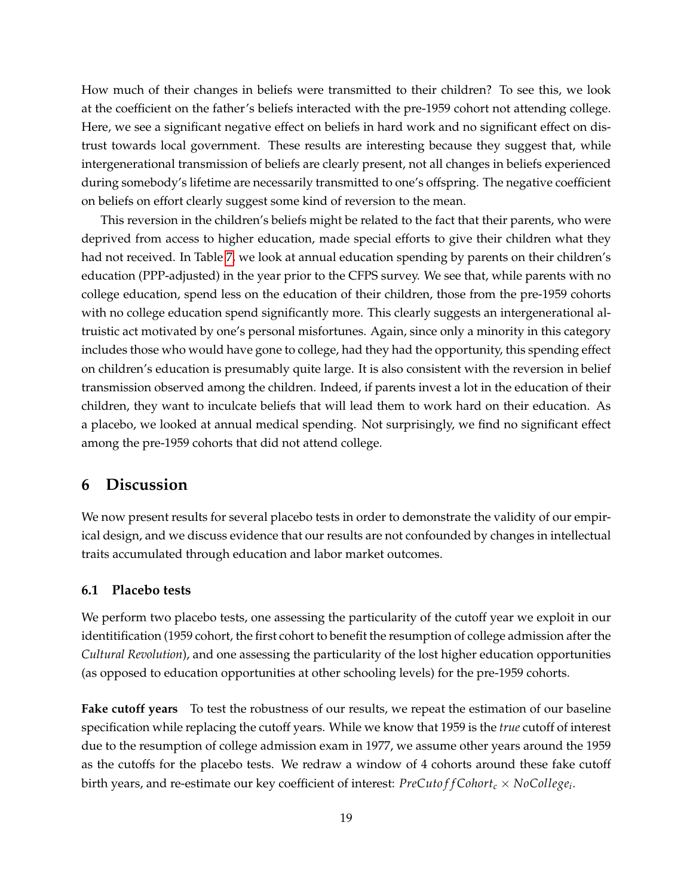How much of their changes in beliefs were transmitted to their children? To see this, we look at the coefficient on the father's beliefs interacted with the pre-1959 cohort not attending college. Here, we see a significant negative effect on beliefs in hard work and no significant effect on distrust towards local government. These results are interesting because they suggest that, while intergenerational transmission of beliefs are clearly present, not all changes in beliefs experienced during somebody's lifetime are necessarily transmitted to one's offspring. The negative coefficient on beliefs on effort clearly suggest some kind of reversion to the mean.

This reversion in the children's beliefs might be related to the fact that their parents, who were deprived from access to higher education, made special efforts to give their children what they had not received. In Table 7, we look at annual education spending by parents on their children's education (PPP-adjusted) in the year prior to the CFPS survey. We see that, while parents with no college education, spend less on the education of their children, those from the pre-1959 cohorts with no college education spend significantly more. This clearly suggests an intergenerational altruistic act motivated by one's personal misfortunes. Again, since only a minority in this category includes those who would have gone to college, had they had the opportunity, this spending effect on children's education is presumably quite large. It is also consistent with the reversion in belief transmission observed among the children. Indeed, if parents invest a lot in the education of their children, they want to inculcate beliefs that will lead them to work hard on their education. As a placebo, we looked at annual medical spending. Not surprisingly, we find no significant effect among the pre-1959 cohorts that did not attend college.

# 6 Discussion

We now present results for several placebo tests in order to demonstrate the validity of our empirical design, and we discuss evidence that our results are not confounded by changes in intellectual traits accumulated through education and labor market outcomes.

## 6.1 Placebo tests

We perform two placebo tests, one assessing the particularity of the cutoff year we exploit in our identitification (1959 cohort, the first cohort to benefit the resumption of college admission after the *Cultural Revolution*), and one assessing the particularity of the lost higher education opportunities (as opposed to education opportunities at other schooling levels) for the pre-1959 cohorts.

**Fake cutoff years** To test the robustness of our results, we repeat the estimation of our baseline specification while replacing the cutoff years. While we know that 1959 is the *true* cutoff of interest due to the resumption of college admission exam in 1977, we assume other years around the 1959 as the cutoffs for the placebo tests. We redraw a window of 4 cohorts around these fake cutoff birth years, and re-estimate our key coefficient of interest: $PreCutoffCohort_c \times NoCollege_i$.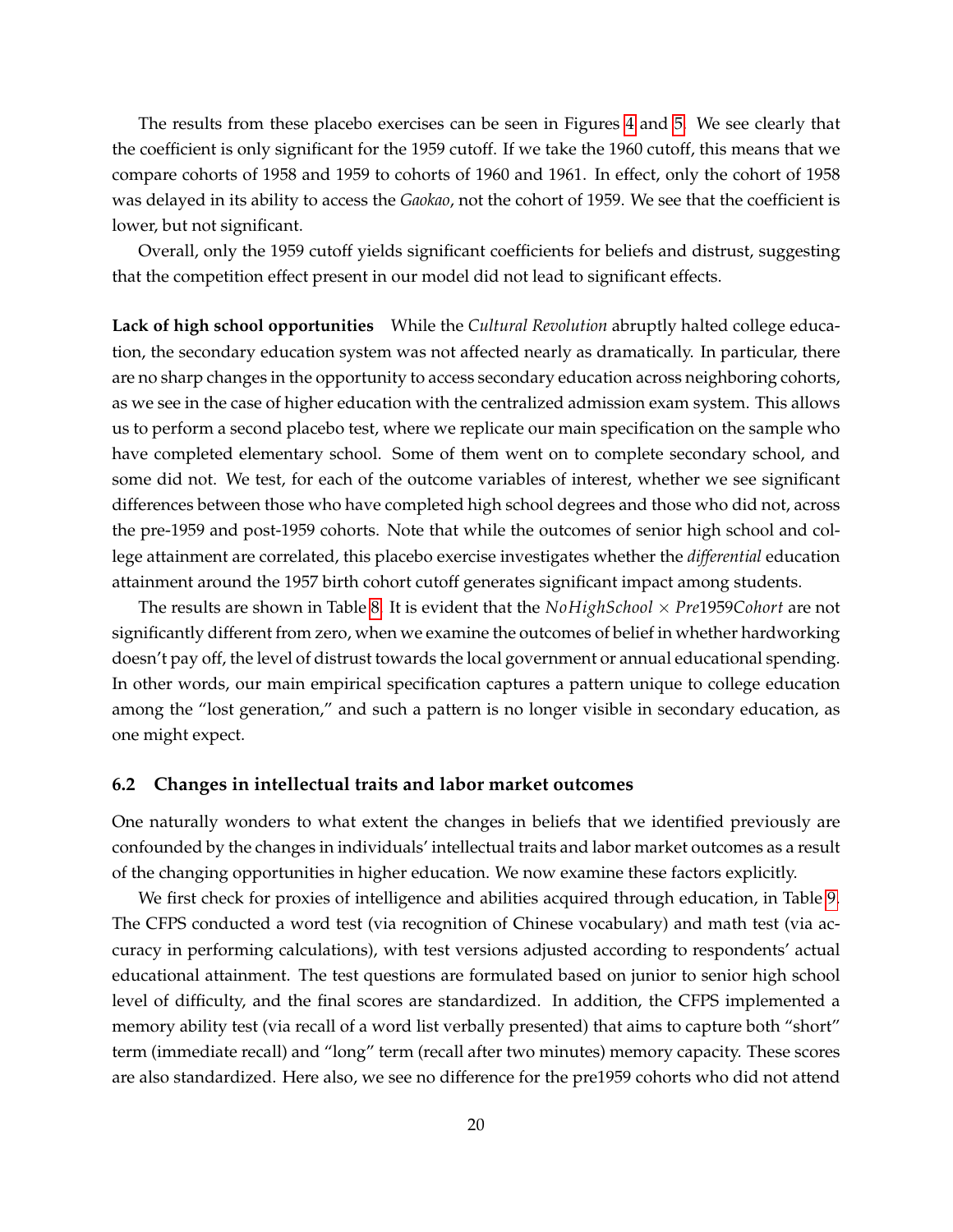The results from these placebo exercises can be seen in Figures 4 and 5. We see clearly that the coefficient is only significant for the 1959 cutoff. If we take the 1960 cutoff, this means that we compare cohorts of 1958 and 1959 to cohorts of 1960 and 1961. In effect, only the cohort of 1958 was delayed in its ability to access the *Gaokao*, not the cohort of 1959. We see that the coefficient is lower, but not significant.

Overall, only the 1959 cutoff yields significant coefficients for beliefs and distrust, suggesting that the competition effect present in our model did not lead to significant effects.

**Lack of high school opportunities** While the *Cultural Revolution* abruptly halted college education, the secondary education system was not affected nearly as dramatically. In particular, there are no sharp changes in the opportunity to access secondary education across neighboring cohorts, as we see in the case of higher education with the centralized admission exam system. This allows us to perform a second placebo test, where we replicate our main specification on the sample who have completed elementary school. Some of them went on to complete secondary school, and some did not. We test, for each of the outcome variables of interest, whether we see significant differences between those who have completed high school degrees and those who did not, across the pre-1959 and post-1959 cohorts. Note that while the outcomes of senior high school and college attainment are correlated, this placebo exercise investigates whether the *differential* education attainment around the 1957 birth cohort cutoff generates significant impact among students.

The results are shown in Table 8. It is evident that the $NoHighSchool \times Pre1959Cohort$ are not significantly different from zero, when we examine the outcomes of belief in whether hardworking doesn't pay off, the level of distrust towards the local government or annual educational spending. In other words, our main empirical specification captures a pattern unique to college education among the "lost generation," and such a pattern is no longer visible in secondary education, as one might expect.

### 6.2 Changes in intellectual traits and labor market outcomes

One naturally wonders to what extent the changes in beliefs that we identified previously are confounded by the changes in individuals' intellectual traits and labor market outcomes as a result of the changing opportunities in higher education. We now examine these factors explicitly.

We first check for proxies of intelligence and abilities acquired through education, in Table 9. The CFPS conducted a word test (via recognition of Chinese vocabulary) and math test (via accuracy in performing calculations), with test versions adjusted according to respondents' actual educational attainment. The test questions are formulated based on junior to senior high school level of difficulty, and the final scores are standardized. In addition, the CFPS implemented a memory ability test (via recall of a word list verbally presented) that aims to capture both "short" term (immediate recall) and "long" term (recall after two minutes) memory capacity. These scores are also standardized. Here also, we see no difference for the pre1959 cohorts who did not attend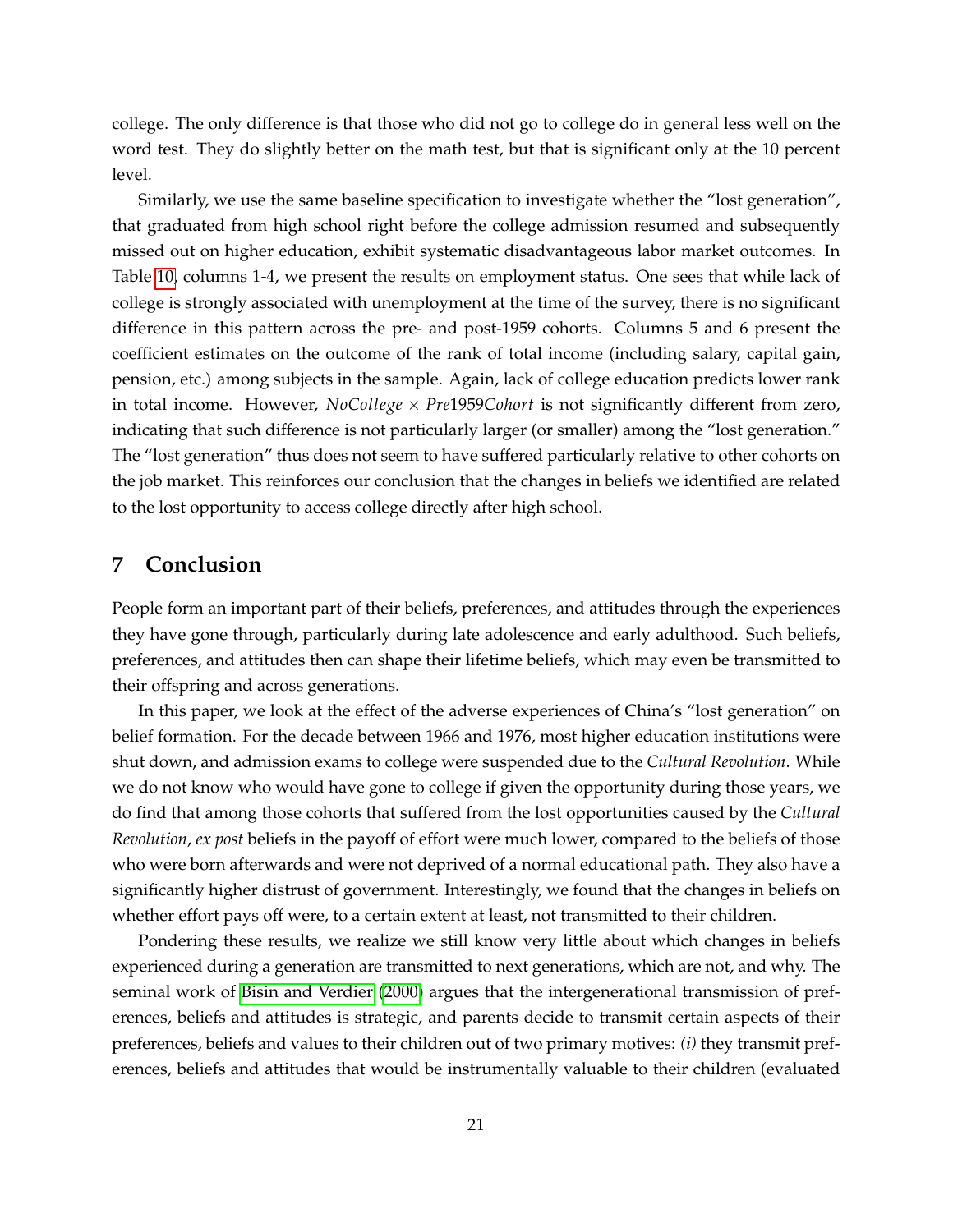college. The only difference is that those who did not go to college do in general less well on the word test. They do slightly better on the math test, but that is significant only at the 10 percent level.

Similarly, we use the same baseline specification to investigate whether the "lost generation", that graduated from high school right before the college admission resumed and subsequently missed out on higher education, exhibit systematic disadvantageous labor market outcomes. In Table 10, columns 1-4, we present the results on employment status. One sees that while lack of college is strongly associated with unemployment at the time of the survey, there is no significant difference in this pattern across the pre- and post-1959 cohorts. Columns 5 and 6 present the coefficient estimates on the outcome of the rank of total income (including salary, capital gain, pension, etc.) among subjects in the sample. Again, lack of college education predicts lower rank in total income. However, $NoCollege \times Pre1959Cohort$ is not significantly different from zero, indicating that such difference is not particularly larger (or smaller) among the "lost generation." The "lost generation" thus does not seem to have suffered particularly relative to other cohorts on the job market. This reinforces our conclusion that the changes in beliefs we identified are related to the lost opportunity to access college directly after high school.

## 7 Conclusion

People form an important part of their beliefs, preferences, and attitudes through the experiences they have gone through, particularly during late adolescence and early adulthood. Such beliefs, preferences, and attitudes then can shape their lifetime beliefs, which may even be transmitted to their offspring and across generations.

In this paper, we look at the effect of the adverse experiences of China's "lost generation" on belief formation. For the decade between 1966 and 1976, most higher education institutions were shut down, and admission exams to college were suspended due to the *Cultural Revolution*. While we do not know who would have gone to college if given the opportunity during those years, we do find that among those cohorts that suffered from the lost opportunities caused by the *Cultural Revolution*, *ex post* beliefs in the payoff of effort were much lower, compared to the beliefs of those who were born afterwards and were not deprived of a normal educational path. They also have a significantly higher distrust of government. Interestingly, we found that the changes in beliefs on whether effort pays off were, to a certain extent at least, not transmitted to their children.

Pondering these results, we realize we still know very little about which changes in beliefs experienced during a generation are transmitted to next generations, which are not, and why. The seminal work of Bisin and Verdier (2000) argues that the intergenerational transmission of preferences, beliefs and attitudes is strategic, and parents decide to transmit certain aspects of their preferences, beliefs and values to their children out of two primary motives: *(i)* they transmit preferences, beliefs and attitudes that would be instrumentally valuable to their children (evaluated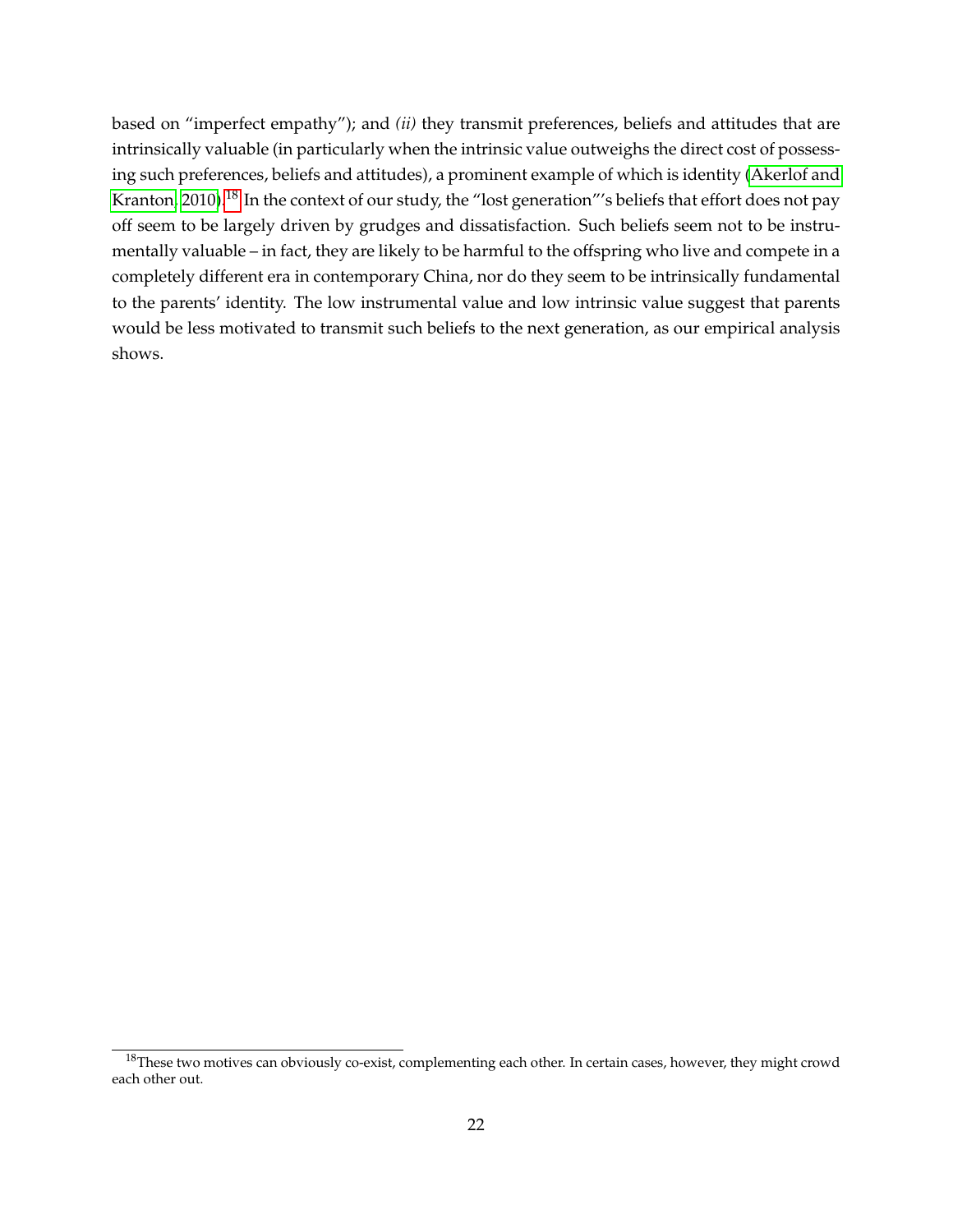based on "imperfect empathy"); and *(ii)* they transmit preferences, beliefs and attitudes that are intrinsically valuable (in particularly when the intrinsic value outweighs the direct cost of possessing such preferences, beliefs and attitudes), a prominent example of which is identity (Akerlof and Kranton, 2010).[18] In the context of our study, the "lost generation"'s beliefs that effort does not pay off seem to be largely driven by grudges and dissatisfaction. Such beliefs seem not to be instrumentally valuable – in fact, they are likely to be harmful to the offspring who live and compete in a completely different era in contemporary China, nor do they seem to be intrinsically fundamental to the parents' identity. The low instrumental value and low intrinsic value suggest that parents would be less motivated to transmit such beliefs to the next generation, as our empirical analysis shows.

[18] These two motives can obviously co-exist, complementing each other. In certain cases, however, they might crowd each other out.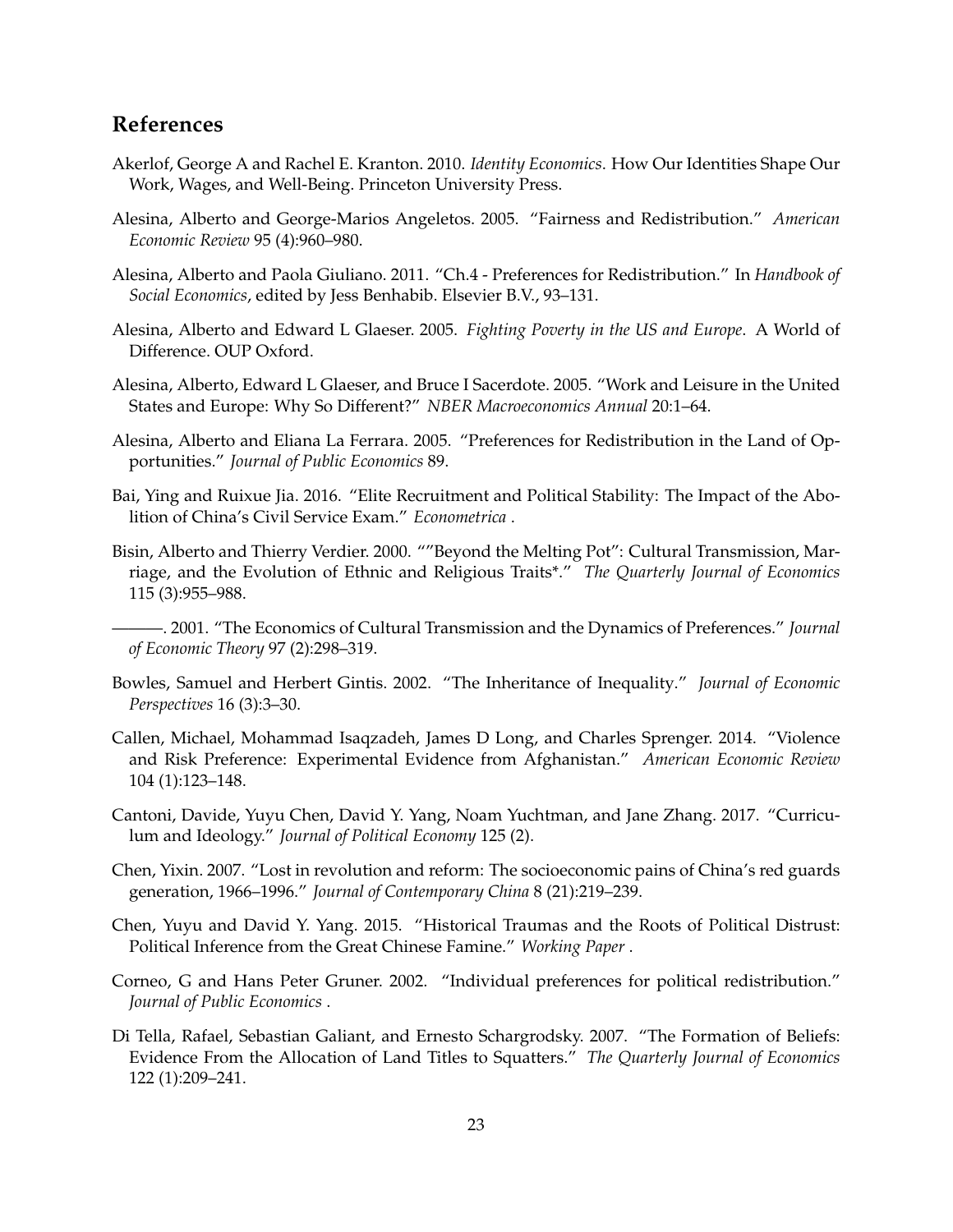## References

Akerlof, George A and Rachel E. Kranton. 2010. *Identity Economics*. How Our Identities Shape Our Work, Wages, and Well-Being. Princeton University Press.

Alesina, Alberto and George-Marios Angeletos. 2005. "Fairness and Redistribution." *American Economic Review* 95 (4):960–980.

Alesina, Alberto and Paola Giuliano. 2011. "Ch.4 - Preferences for Redistribution." In *Handbook of Social Economics*, edited by Jess Benhabib. Elsevier B.V., 93–131.

Alesina, Alberto and Edward L Glaeser. 2005. *Fighting Poverty in the US and Europe*. A World of Difference. OUP Oxford.

Alesina, Alberto, Edward L Glaeser, and Bruce I Sacerdote. 2005. "Work and Leisure in the United States and Europe: Why So Different?" *NBER Macroeconomics Annual* 20:1–64.

Alesina, Alberto and Eliana La Ferrara. 2005. "Preferences for Redistribution in the Land of Opportunities." *Journal of Public Economics* 89.

Bai, Ying and Ruixue Jia. 2016. "Elite Recruitment and Political Stability: The Impact of the Abolition of China's Civil Service Exam." *Econometrica* .

Bisin, Alberto and Thierry Verdier. 2000. ""Beyond the Melting Pot": Cultural Transmission, Marriage, and the Evolution of Ethnic and Religious Traits*." *The Quarterly Journal of Economics* 115 (3):955–988.

———. 2001. "The Economics of Cultural Transmission and the Dynamics of Preferences." *Journal of Economic Theory* 97 (2):298–319.

Bowles, Samuel and Herbert Gintis. 2002. "The Inheritance of Inequality." *Journal of Economic Perspectives* 16 (3):3–30.

Callen, Michael, Mohammad Isaqzadeh, James D Long, and Charles Sprenger. 2014. "Violence and Risk Preference: Experimental Evidence from Afghanistan." *American Economic Review* 104 (1):123–148.

Cantoni, Davide, Yuyu Chen, David Y. Yang, Noam Yuchtman, and Jane Zhang. 2017. "Curriculum and Ideology." *Journal of Political Economy* 125 (2).

Chen, Yixin. 2007. "Lost in revolution and reform: The socioeconomic pains of China's red guards generation, 1966–1996." *Journal of Contemporary China* 8 (21):219–239.

Chen, Yuyu and David Y. Yang. 2015. "Historical Traumas and the Roots of Political Distrust: Political Inference from the Great Chinese Famine." *Working Paper* .

Corneo, G and Hans Peter Gruner. 2002. "Individual preferences for political redistribution." *Journal of Public Economics* .

Di Tella, Rafael, Sebastian Galiant, and Ernesto Schargrodsky. 2007. "The Formation of Beliefs: Evidence From the Allocation of Land Titles to Squatters." *The Quarterly Journal of Economics* 122 (1):209–241.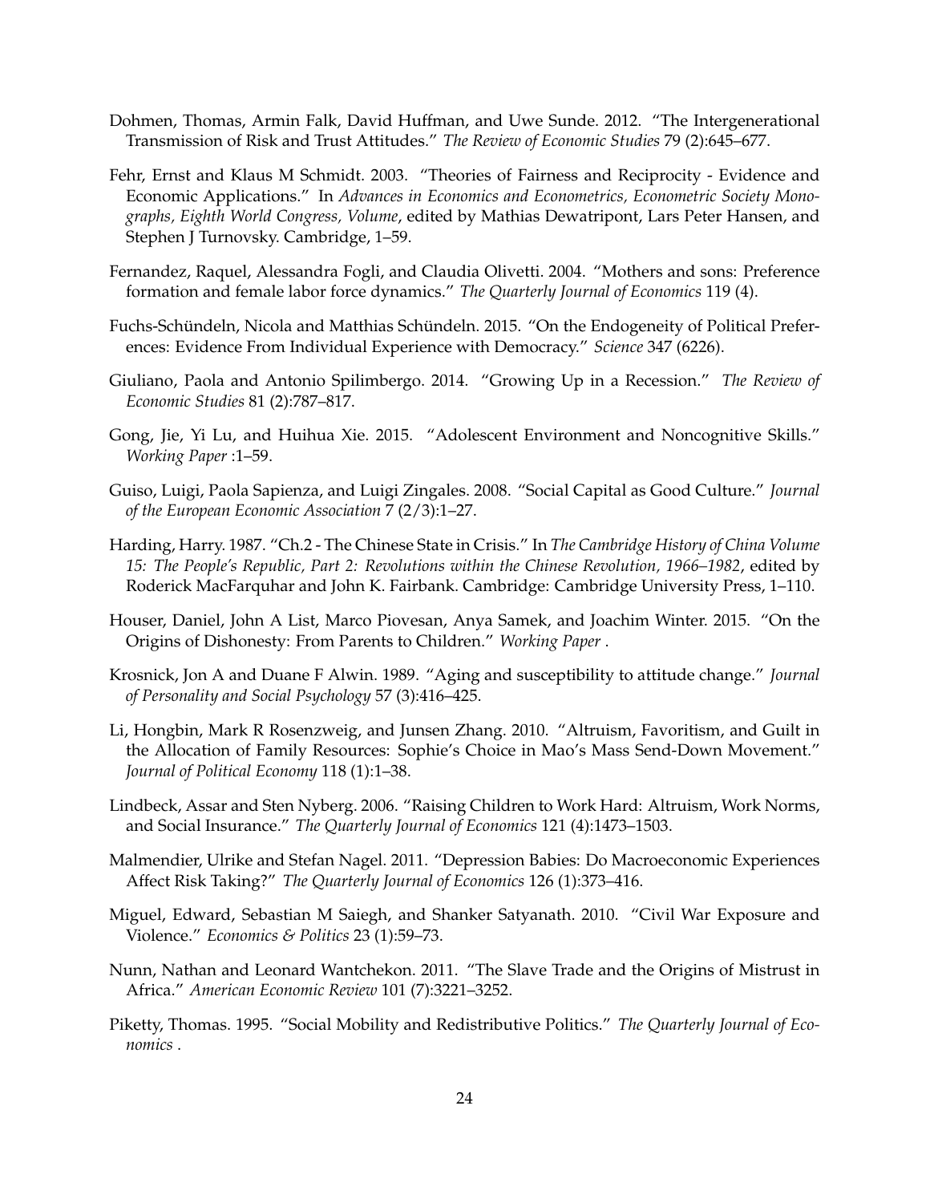Dohmen, Thomas, Armin Falk, David Huffman, and Uwe Sunde. 2012. "The Intergenerational Transmission of Risk and Trust Attitudes." *The Review of Economic Studies* 79 (2):645–677.

Fehr, Ernst and Klaus M Schmidt. 2003. "Theories of Fairness and Reciprocity - Evidence and Economic Applications." In *Advances in Economics and Econometrics, Econometric Society Monographs, Eighth World Congress, Volume*, edited by Mathias Dewatripont, Lars Peter Hansen, and Stephen J Turnovsky. Cambridge, 1–59.

Fernandez, Raquel, Alessandra Fogli, and Claudia Olivetti. 2004. "Mothers and sons: Preference formation and female labor force dynamics." *The Quarterly Journal of Economics* 119 (4).

Fuchs-Schündeln, Nicola and Matthias Schündeln. 2015. "On the Endogeneity of Political Preferences: Evidence From Individual Experience with Democracy." *Science* 347 (6226).

Giuliano, Paola and Antonio Spilimbergo. 2014. "Growing Up in a Recession." *The Review of Economic Studies* 81 (2):787–817.

Gong, Jie, Yi Lu, and Huihua Xie. 2015. "Adolescent Environment and Noncognitive Skills." *Working Paper* :1–59.

Guiso, Luigi, Paola Sapienza, and Luigi Zingales. 2008. "Social Capital as Good Culture." *Journal of the European Economic Association* 7 (2/3):1–27.

Harding, Harry. 1987. "Ch.2 - The Chinese State in Crisis." In *The Cambridge History of China Volume 15: The People's Republic, Part 2: Revolutions within the Chinese Revolution, 1966–1982*, edited by Roderick MacFarquhar and John K. Fairbank. Cambridge: Cambridge University Press, 1–110.

Houser, Daniel, John A List, Marco Piovesan, Anya Samek, and Joachim Winter. 2015. "On the Origins of Dishonesty: From Parents to Children." *Working Paper* .

Krosnick, Jon A and Duane F Alwin. 1989. "Aging and susceptibility to attitude change." *Journal of Personality and Social Psychology* 57 (3):416–425.

Li, Hongbin, Mark R Rosenzweig, and Junsen Zhang. 2010. "Altruism, Favoritism, and Guilt in the Allocation of Family Resources: Sophie's Choice in Mao's Mass Send-Down Movement." *Journal of Political Economy* 118 (1):1–38.

Lindbeck, Assar and Sten Nyberg. 2006. "Raising Children to Work Hard: Altruism, Work Norms, and Social Insurance." *The Quarterly Journal of Economics* 121 (4):1473–1503.

Malmendier, Ulrike and Stefan Nagel. 2011. "Depression Babies: Do Macroeconomic Experiences Affect Risk Taking?" *The Quarterly Journal of Economics* 126 (1):373–416.

Miguel, Edward, Sebastian M Saiegh, and Shanker Satyanath. 2010. "Civil War Exposure and Violence." *Economics & Politics* 23 (1):59–73.

Nunn, Nathan and Leonard Wantchekon. 2011. "The Slave Trade and the Origins of Mistrust in Africa." *American Economic Review* 101 (7):3221–3252.

Piketty, Thomas. 1995. "Social Mobility and Redistributive Politics." *The Quarterly Journal of Economics* .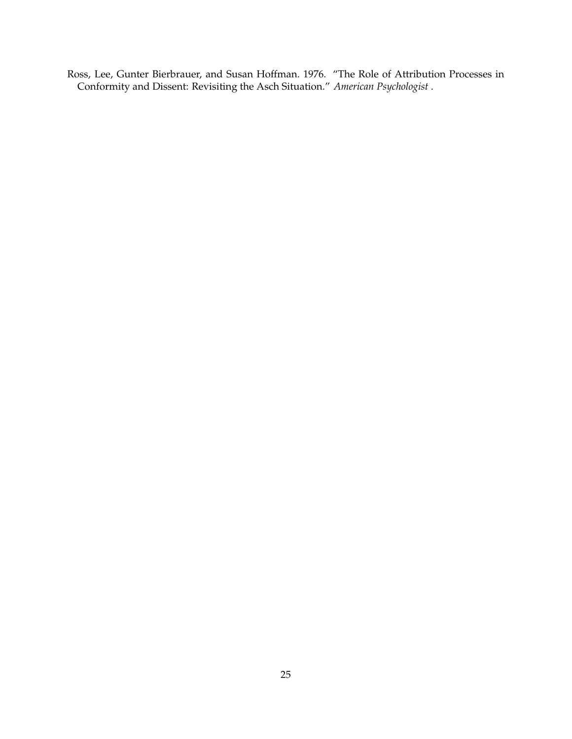Ross, Lee, Gunter Bierbrauer, and Susan Hoffman. 1976. "The Role of Attribution Processes in Conformity and Dissent: Revisiting the Asch Situation." *American Psychologist* .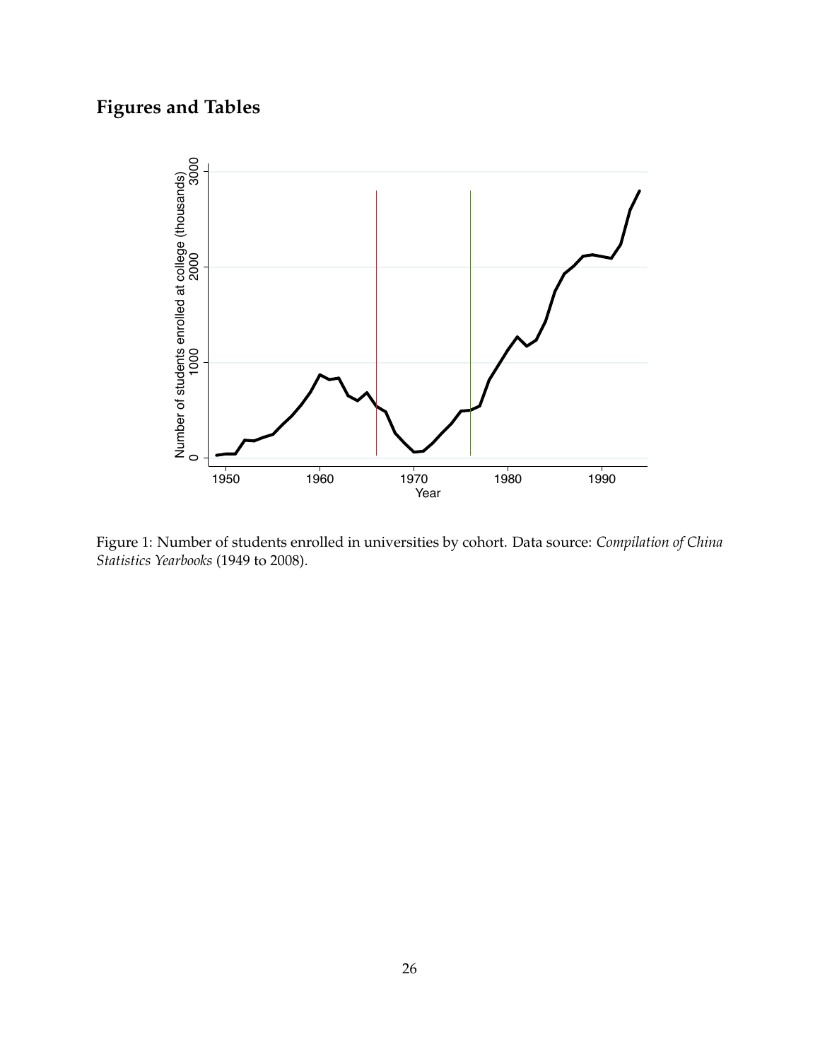# Figures and Tables

Figure 1: Number of students enrolled in universities by cohort. Data source: *Compilation of China Statistics Yearbooks* (1949 to 2008).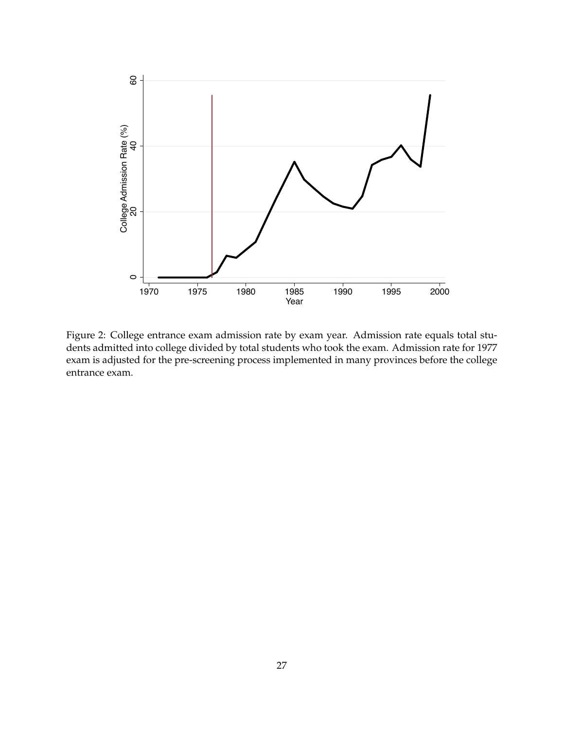Figure 2: College entrance exam admission rate by exam year. Admission rate equals total students admitted into college divided by total students who took the exam. Admission rate for 1977 exam is adjusted for the pre-screening process implemented in many provinces before the college entrance exam.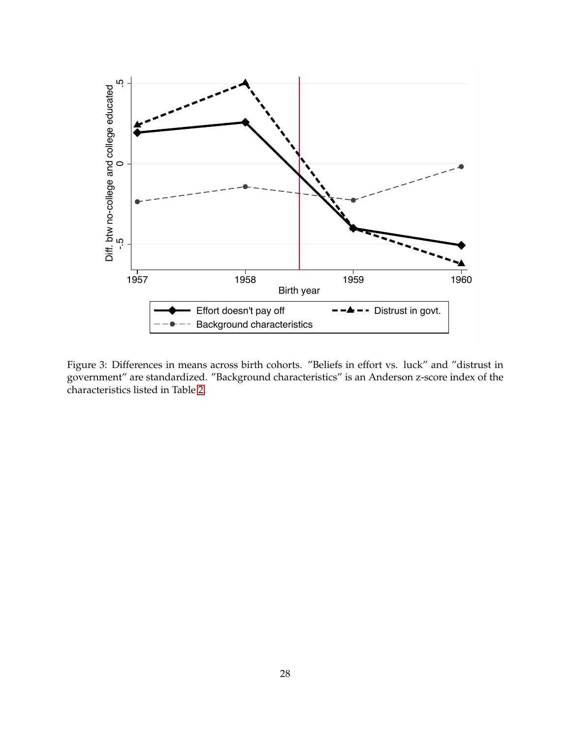Figure 3: Differences in means across birth cohorts. "Beliefs in effort vs. luck" and "distrust in government" are standardized. "Background characteristics" is an Anderson z-score index of the characteristics listed in Table 2.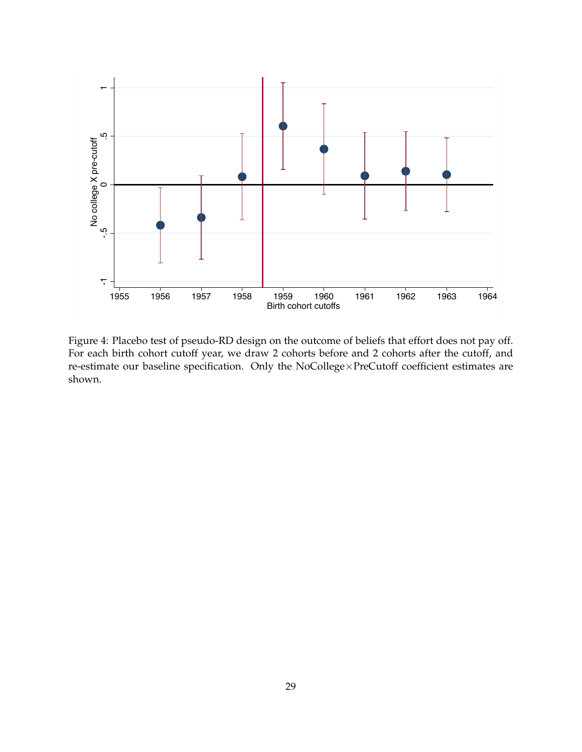Figure 4: Placebo test of pseudo-RD design on the outcome of beliefs that effort does not pay off. For each birth cohort cutoff year, we draw 2 cohorts before and 2 cohorts after the cutoff, and re-estimate our baseline specification. Only the NoCollege×PreCutoff coefficient estimates are shown.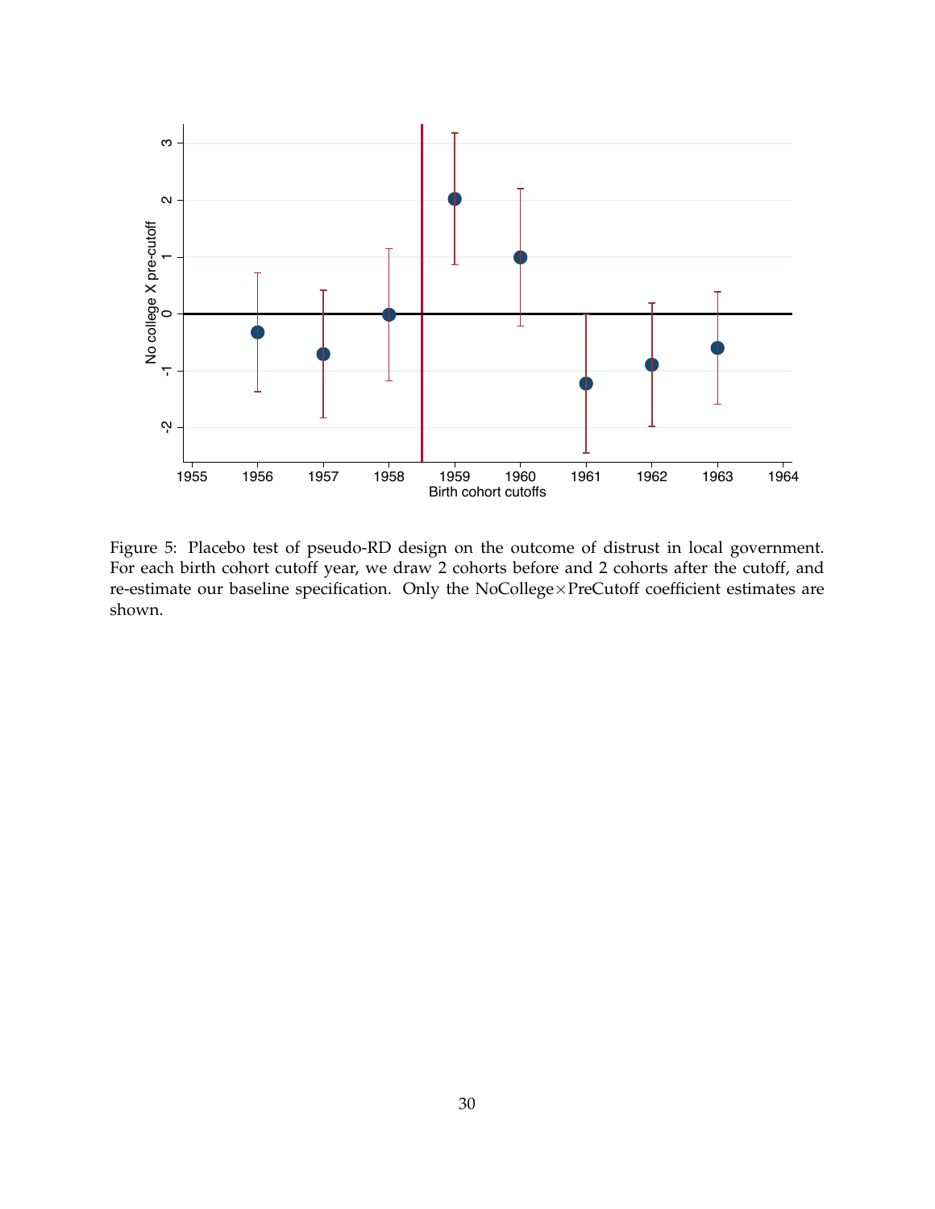Figure 5: Placebo test of pseudo-RD design on the outcome of distrust in local government. For each birth cohort cutoff year, we draw 2 cohorts before and 2 cohorts after the cutoff, and re-estimate our baseline specification. Only the NoCollege×PreCutoff coefficient estimates are shown.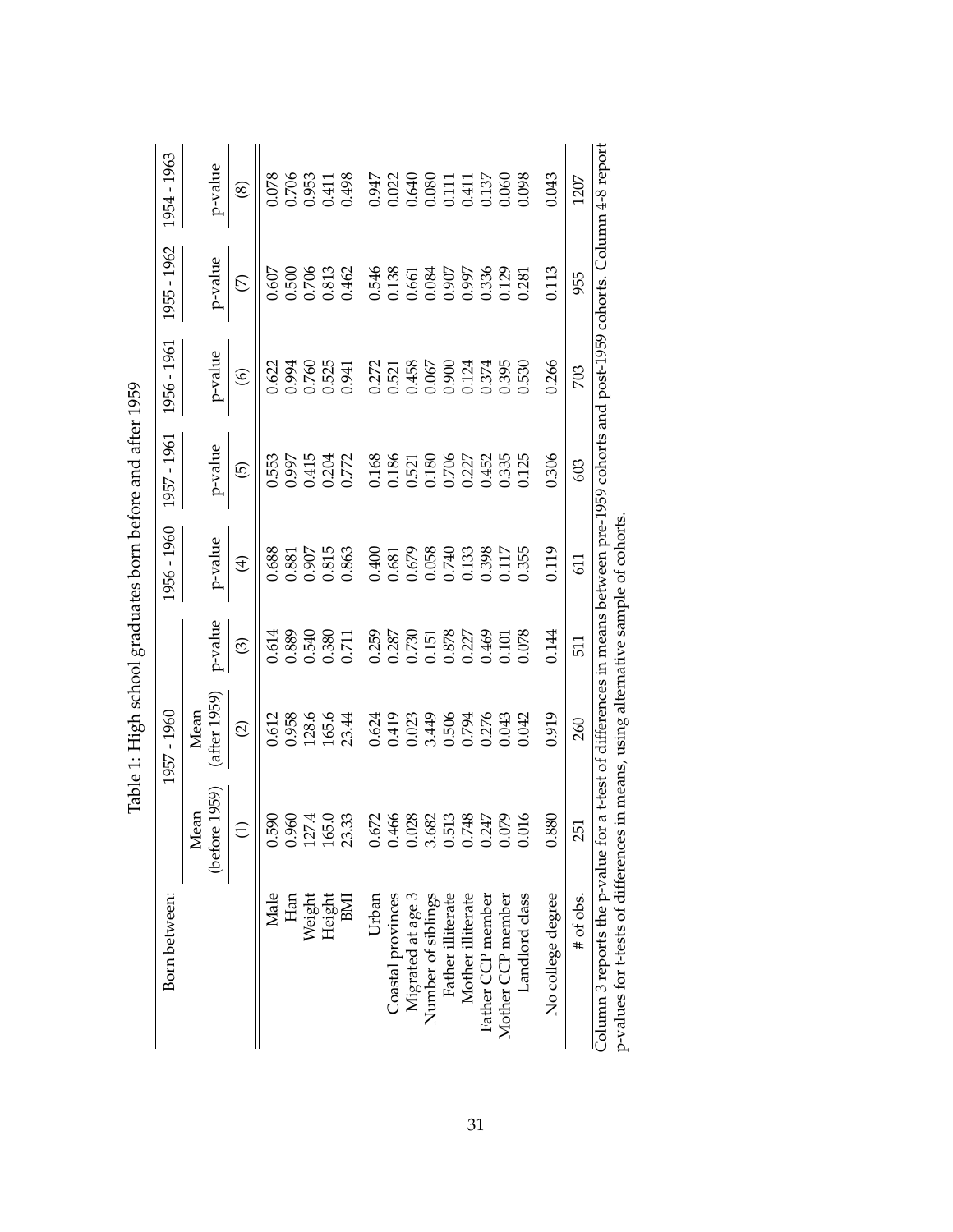Table 1: High school graduates born before and after 1959

| Born between: | 1957 - 1960 | | | 1956 - 1960 | 1957 - 1961 | 1956 - 1961 | 1955 - 1962 | 1954 - 1963 |
|---|---|---|---|---|---|---|---|---|
| | Mean (before 1959) | Mean (after 1959) | p-value | p-value | p-value | p-value | p-value | p-value |
| | (1) | (2) | (3) | (4) | (5) | (6) | (7) | (8) |
| Male | 0.590 | 0.612 | 0.614 | 0.688 | 0.553 | 0.622 | 0.607 | 0.078 |
| Han | 0.960 | 0.958 | 0.889 | 0.881 | 0.997 | 0.994 | 0.500 | 0.706 |
| Weight | 127.4 | 128.6 | 0.540 | 0.907 | 0.415 | 0.760 | 0.706 | 0.953 |
| Height | 165.0 | 165.6 | 0.380 | 0.815 | 0.204 | 0.525 | 0.813 | 0.411 |
| BMI | 23.33 | 23.44 | 0.711 | 0.863 | 0.772 | 0.941 | 0.462 | 0.498 |
| Urban | 0.672 | 0.624 | 0.259 | 0.400 | 0.168 | 0.272 | 0.546 | 0.947 |
| Coastal provinces | 0.466 | 0.419 | 0.287 | 0.681 | 0.186 | 0.521 | 0.138 | 0.022 |
| Migrated at age 3 | 0.028 | 0.023 | 0.730 | 0.679 | 0.521 | 0.458 | 0.661 | 0.640 |
| Number of siblings | 3.682 | 3.449 | 0.151 | 0.058 | 0.180 | 0.067 | 0.084 | 0.080 |
| Father illiterate | 0.513 | 0.506 | 0.878 | 0.740 | 0.706 | 0.900 | 0.907 | 0.111 |
| Mother illiterate | 0.748 | 0.794 | 0.227 | 0.133 | 0.227 | 0.124 | 0.997 | 0.411 |
| Father CCP member | 0.247 | 0.276 | 0.469 | 0.398 | 0.452 | 0.374 | 0.336 | 0.137 |
| Mother CCP member | 0.079 | 0.043 | 0.101 | 0.117 | 0.335 | 0.395 | 0.129 | 0.060 |
| Landlord class | 0.016 | 0.042 | 0.078 | 0.355 | 0.125 | 0.530 | 0.281 | 0.098 |
| No college degree | 0.880 | 0.919 | 0.144 | 0.119 | 0.306 | 0.266 | 0.113 | 0.043 |
| # of obs. | 251 | 260 | 511 | 611 | 603 | 703 | 955 | 1207 |

Column 3 reports the p-value for a t-test of differences in means between pre-1959 cohorts and post-1959 cohorts. Column 4-8 report p-values for t-tests of differences in means, using alternative sample of cohorts.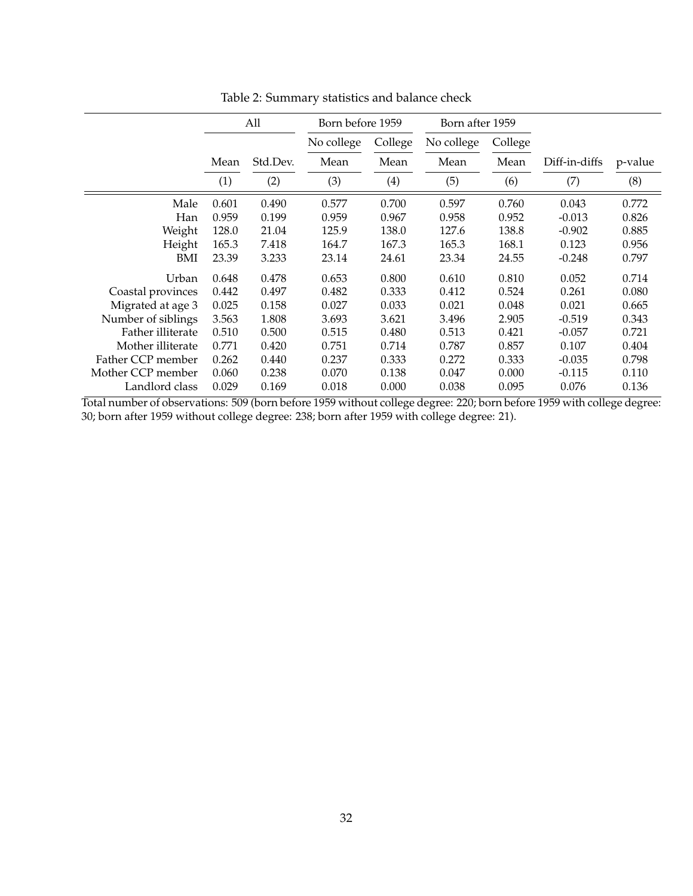Table 2: Summary statistics and balance check

| | All | | Born before 1959 | | Born after 1959 | | | |
|---|---|---|---|---|---|---|---|---|
| | | | No college | College | No college | College | | |
| | Mean | Std.Dev. | Mean | Mean | Mean | Mean | Diff-in-diffs | p-value |
| | (1) | (2) | (3) | (4) | (5) | (6) | (7) | (8) |
| Male | 0.601 | 0.490 | 0.577 | 0.700 | 0.597 | 0.760 | 0.043 | 0.772 |
| Han | 0.959 | 0.199 | 0.959 | 0.967 | 0.958 | 0.952 | -0.013 | 0.826 |
| Weight | 128.0 | 21.04 | 125.9 | 138.0 | 127.6 | 138.8 | -0.902 | 0.885 |
| Height | 165.3 | 7.418 | 164.7 | 167.3 | 165.3 | 168.1 | 0.123 | 0.956 |
| BMI | 23.39 | 3.233 | 23.14 | 24.61 | 23.34 | 24.55 | -0.248 | 0.797 |
| Urban | 0.648 | 0.478 | 0.653 | 0.800 | 0.610 | 0.810 | 0.052 | 0.714 |
| Coastal provinces | 0.442 | 0.497 | 0.482 | 0.333 | 0.412 | 0.524 | 0.261 | 0.080 |
| Migrated at age 3 | 0.025 | 0.158 | 0.027 | 0.033 | 0.021 | 0.048 | 0.021 | 0.665 |
| Number of siblings | 3.563 | 1.808 | 3.693 | 3.621 | 3.496 | 2.905 | -0.519 | 0.343 |
| Father illiterate | 0.510 | 0.500 | 0.515 | 0.480 | 0.513 | 0.421 | -0.057 | 0.721 |
| Mother illiterate | 0.771 | 0.420 | 0.751 | 0.714 | 0.787 | 0.857 | 0.107 | 0.404 |
| Father CCP member | 0.262 | 0.440 | 0.237 | 0.333 | 0.272 | 0.333 | -0.035 | 0.798 |
| Mother CCP member | 0.060 | 0.238 | 0.070 | 0.138 | 0.047 | 0.000 | -0.115 | 0.110 |
| Landlord class | 0.029 | 0.169 | 0.018 | 0.000 | 0.038 | 0.095 | 0.076 | 0.136 |

Total number of observations: 509 (born before 1959 without college degree: 220; born before 1959 with college degree: 30; born after 1959 without college degree: 238; born after 1959 with college degree: 21).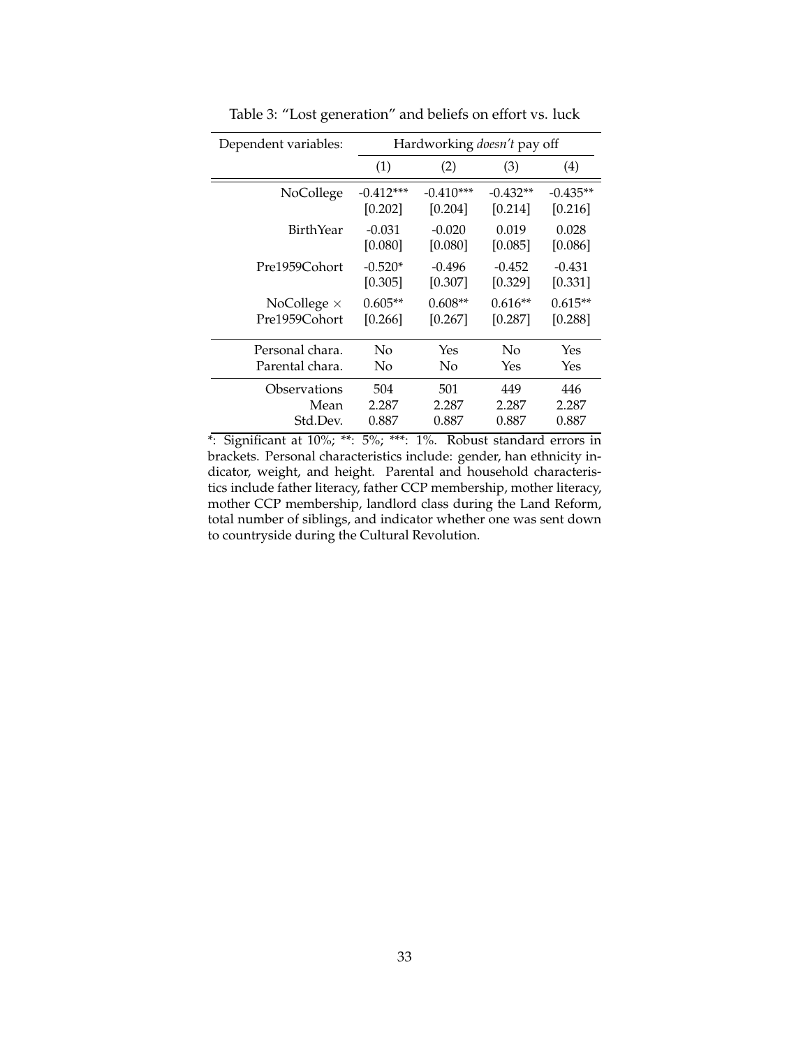Table 3: "Lost generation" and beliefs on effort vs. luck

| Dependent variables: | Hardworking *doesn't* pay off | | | |
|---|---|---|---|---|
| | (1) | (2) | (3) | (4) |
| NoCollege | -0.412*** | -0.410*** | -0.432** | -0.435** |
| | [0.202] | [0.204] | [0.214] | [0.216] |
| BirthYear | -0.031 | -0.020 | 0.019 | 0.028 |
| | [0.080] | [0.080] | [0.085] | [0.086] |
| Pre1959Cohort | -0.520* | -0.496 | -0.452 | -0.431 |
| | [0.305] | [0.307] | [0.329] | [0.331] |
| NoCollege × Pre1959Cohort | 0.605** | 0.608** | 0.616** | 0.615** |
| | [0.266] | [0.267] | [0.287] | [0.288] |
| Personal chara. | No | Yes | No | Yes |
| Parental chara. | No | No | Yes | Yes |
| Observations | 504 | 501 | 449 | 446 |
| Mean | 2.287 | 2.287 | 2.287 | 2.287 |
| Std.Dev. | 0.887 | 0.887 | 0.887 | 0.887 |

*: Significant at 10%; **: 5%; ***: 1%. Robust standard errors in brackets. Personal characteristics include: gender, han ethnicity indicator, weight, and height. Parental and household characteristics include father literacy, father CCP membership, mother literacy, mother CCP membership, landlord class during the Land Reform, total number of siblings, and indicator whether one was sent down to countryside during the Cultural Revolution.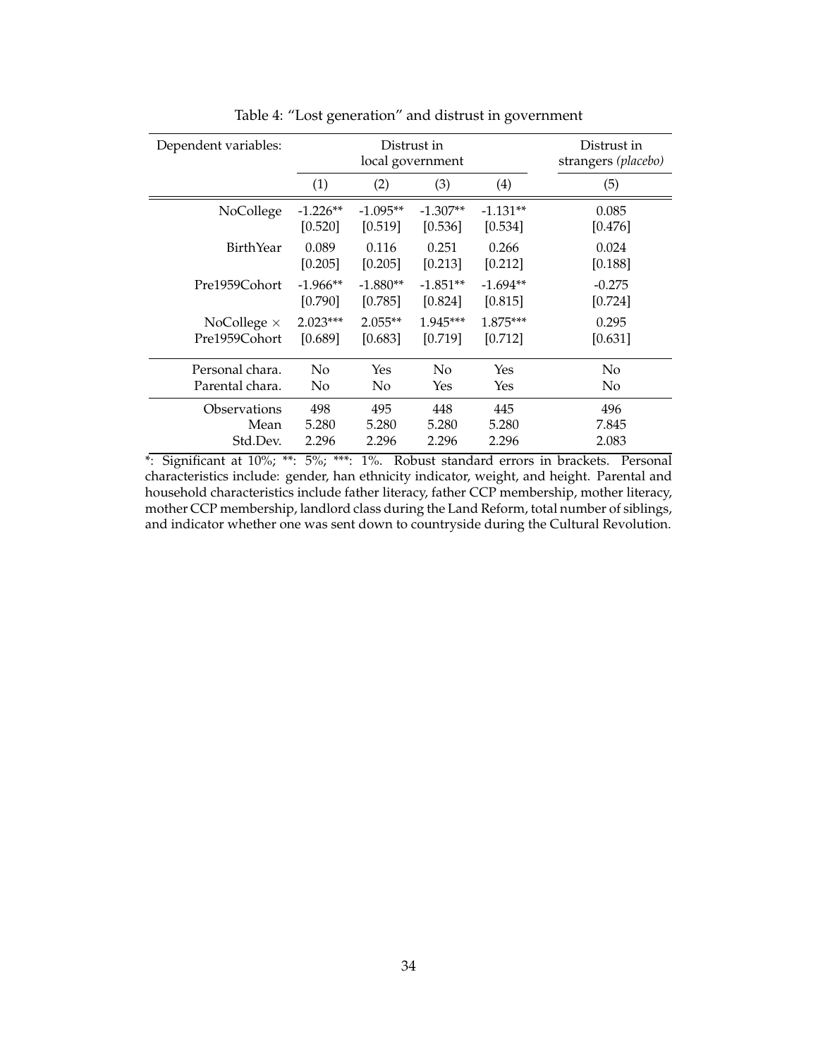Table 4: "Lost generation" and distrust in government

| Dependent variables: | Distrust in local government | | | | Distrust in strangers *(placebo)* |
|---|---|---|---|---|---|
| | (1) | (2) | (3) | (4) | (5) |
| NoCollege | -1.226** | -1.095** | -1.307** | -1.131** | 0.085 |
| | [0.520] | [0.519] | [0.536] | [0.534] | [0.476] |
| BirthYear | 0.089 | 0.116 | 0.251 | 0.266 | 0.024 |
| | [0.205] | [0.205] | [0.213] | [0.212] | [0.188] |
| Pre1959Cohort | -1.966** | -1.880** | -1.851** | -1.694** | -0.275 |
| | [0.790] | [0.785] | [0.824] | [0.815] | [0.724] |
| NoCollege × Pre1959Cohort | 2.023*** | 2.055** | 1.945*** | 1.875*** | 0.295 |
| | [0.689] | [0.683] | [0.719] | [0.712] | [0.631] |
| Personal chara. | No | Yes | No | Yes | No |
| Parental chara. | No | No | Yes | Yes | No |
| Observations | 498 | 495 | 448 | 445 | 496 |
| Mean | 5.280 | 5.280 | 5.280 | 5.280 | 7.845 |
| Std.Dev. | 2.296 | 2.296 | 2.296 | 2.296 | 2.083 |

*: Significant at 10%; **: 5%; ***: 1%. Robust standard errors in brackets. Personal characteristics include: gender, han ethnicity indicator, weight, and height. Parental and household characteristics include father literacy, father CCP membership, mother literacy, mother CCP membership, landlord class during the Land Reform, total number of siblings, and indicator whether one was sent down to countryside during the Cultural Revolution.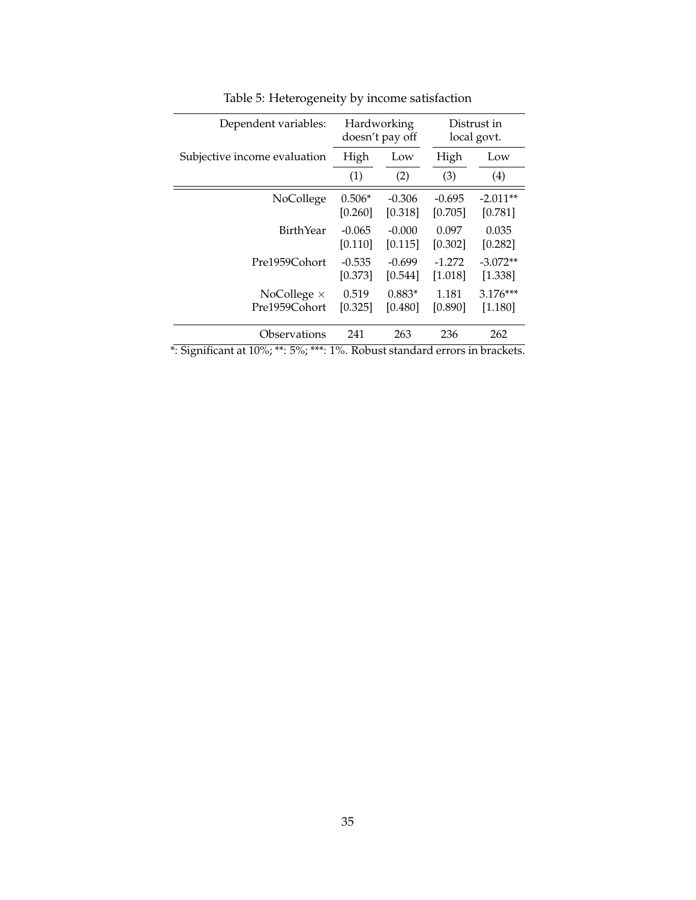Table 5: Heterogeneity by income satisfaction

| Dependent variables: | Hardworking doesn't pay off | | Distrust in local govt. | |
|---|---|---|---|---|
| Subjective income evaluation | High | Low | High | Low |
| | (1) | (2) | (3) | (4) |
| NoCollege | 0.506* | -0.306 | -0.695 | -2.011** |
| | [0.260] | [0.318] | [0.705] | [0.781] |
| BirthYear | -0.065 | -0.000 | 0.097 | 0.035 |
| | [0.110] | [0.115] | [0.302] | [0.282] |
| Pre1959Cohort | -0.535 | -0.699 | -1.272 | -3.072** |
| | [0.373] | [0.544] | [1.018] | [1.338] |
| NoCollege × Pre1959Cohort | 0.519 | 0.883* | 1.181 | 3.176*** |
| | [0.325] | [0.480] | [0.890] | [1.180] |
| Observations | 241 | 263 | 236 | 262 |

*: Significant at 10%; **: 5%; ***: 1%. Robust standard errors in brackets.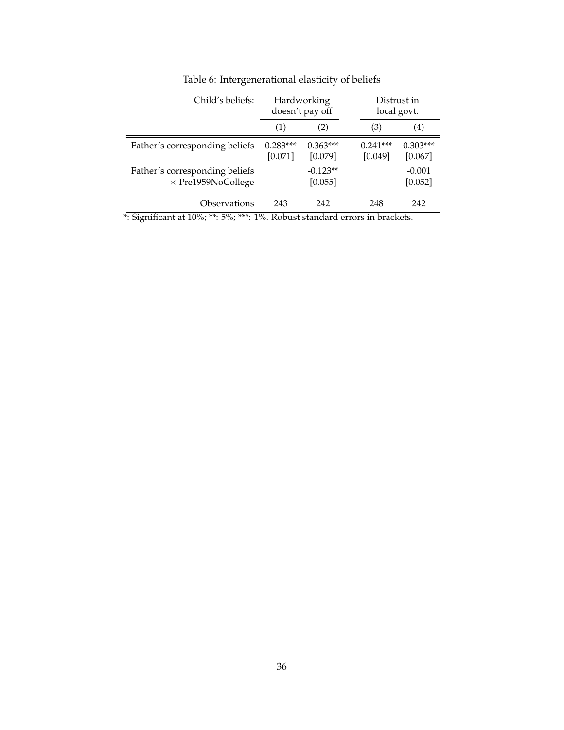Table 6: Intergenerational elasticity of beliefs

| Child's beliefs: | Hardworking doesn't pay off | | Distrust in local govt. | |
|---|---|---|---|---|
| | (1) | (2) | (3) | (4) |
| Father's corresponding beliefs | 0.283*** [0.071] | 0.363*** [0.079] | 0.241*** [0.049] | 0.303*** [0.067] |
| Father's corresponding beliefs × Pre1959NoCollege | | -0.123** [0.055] | | -0.001 [0.052] |
| Observations | 243 | 242 | 248 | 242 |

*: Significant at 10%; **: 5%; ***: 1%. Robust standard errors in brackets.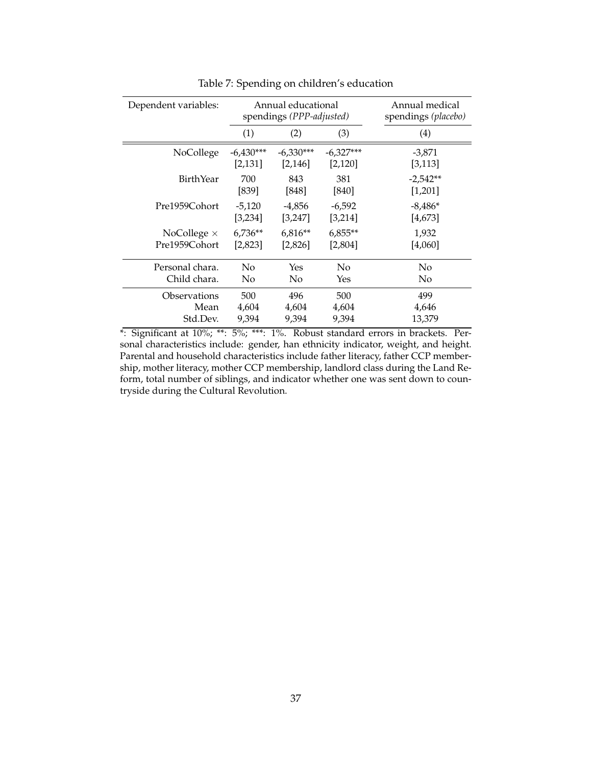Table 7: Spending on children's education

| Dependent variables: | Annual educational spendings *(PPP-adjusted)* | | | Annual medical spendings *(placebo)* |
|---|---|---|---|---|
| | (1) | (2) | (3) | (4) |
| NoCollege | -6,430*** | -6,330*** | -6,327*** | -3,871 |
| | [2,131] | [2,146] | [2,120] | [3,113] |
| BirthYear | 700 | 843 | 381 | -2,542** |
| | [839] | [848] | [840] | [1,201] |
| Pre1959Cohort | -5,120 | -4,856 | -6,592 | -8,486* |
| | [3,234] | [3,247] | [3,214] | [4,673] |
| NoCollege × Pre1959Cohort | 6,736** | 6,816** | 6,855** | 1,932 |
| | [2,823] | [2,826] | [2,804] | [4,060] |
| Personal chara. | No | Yes | No | No |
| Child chara. | No | No | Yes | No |
| Observations | 500 | 496 | 500 | 499 |
| Mean | 4,604 | 4,604 | 4,604 | 4,646 |
| Std.Dev. | 9,394 | 9,394 | 9,394 | 13,379 |

*: Significant at 10%; **: 5%; ***: 1%. Robust standard errors in brackets. Personal characteristics include: gender, han ethnicity indicator, weight, and height. Parental and household characteristics include father literacy, father CCP membership, mother literacy, mother CCP membership, landlord class during the Land Reform, total number of siblings, and indicator whether one was sent down to countryside during the Cultural Revolution.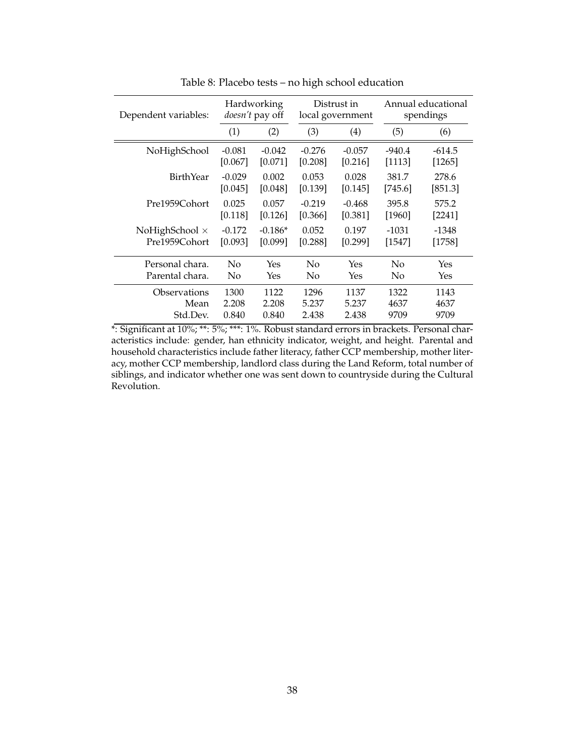Table 8: Placebo tests – no high school education

| Dependent variables: | Hardworking *doesn't* pay off | | Distrust in local government | | Annual educational spendings | |
|---|---|---|---|---|---|---|
| | (1) | (2) | (3) | (4) | (5) | (6) |
| NoHighSchool | -0.081 | -0.042 | -0.276 | -0.057 | -940.4 | -614.5 |
| | [0.067] | [0.071] | [0.208] | [0.216] | [1113] | [1265] |
| BirthYear | -0.029 | 0.002 | 0.053 | 0.028 | 381.7 | 278.6 |
| | [0.045] | [0.048] | [0.139] | [0.145] | [745.6] | [851.3] |
| Pre1959Cohort | 0.025 | 0.057 | -0.219 | -0.468 | 395.8 | 575.2 |
| | [0.118] | [0.126] | [0.366] | [0.381] | [1960] | [2241] |
| NoHighSchool × Pre1959Cohort | -0.172 | -0.186* | 0.052 | 0.197 | -1031 | -1348 |
| | [0.093] | [0.099] | [0.288] | [0.299] | [1547] | [1758] |
| Personal chara. | No | Yes | No | Yes | No | Yes |
| Parental chara. | No | Yes | No | Yes | No | Yes |
| Observations | 1300 | 1122 | 1296 | 1137 | 1322 | 1143 |
| Mean | 2.208 | 2.208 | 5.237 | 5.237 | 4637 | 4637 |
| Std.Dev. | 0.840 | 0.840 | 2.438 | 2.438 | 9709 | 9709 |

*: Significant at 10%; **: 5%; ***: 1%. Robust standard errors in brackets. Personal characteristics include: gender, han ethnicity indicator, weight, and height. Parental and household characteristics include father literacy, father CCP membership, mother literacy, mother CCP membership, landlord class during the Land Reform, total number of siblings, and indicator whether one was sent down to countryside during the Cultural Revolution.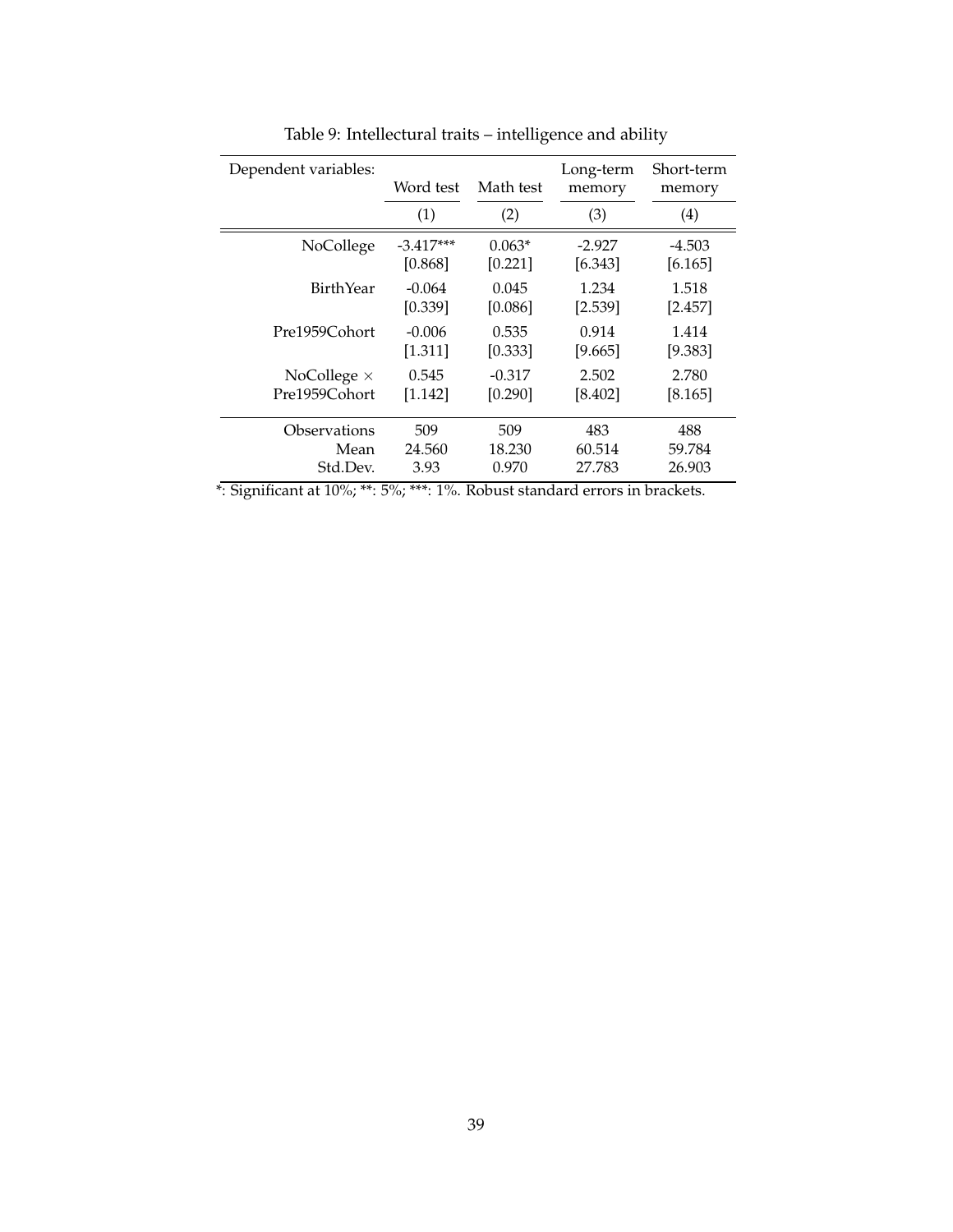Table 9: Intellectural traits – intelligence and ability

| Dependent variables: | Word test | Math test | Long-term memory | Short-term memory |
|---|---|---|---|---|
| | (1) | (2) | (3) | (4) |
| NoCollege | -3.417*** | 0.063* | -2.927 | -4.503 |
| | [0.868] | [0.221] | [6.343] | [6.165] |
| BirthYear | -0.064 | 0.045 | 1.234 | 1.518 |
| | [0.339] | [0.086] | [2.539] | [2.457] |
| Pre1959Cohort | -0.006 | 0.535 | 0.914 | 1.414 |
| | [1.311] | [0.333] | [9.665] | [9.383] |
| NoCollege × Pre1959Cohort | 0.545 | -0.317 | 2.502 | 2.780 |
| | [1.142] | [0.290] | [8.402] | [8.165] |
| Observations | 509 | 509 | 483 | 488 |
| Mean | 24.560 | 18.230 | 60.514 | 59.784 |
| Std.Dev. | 3.93 | 0.970 | 27.783 | 26.903 |

*: Significant at 10%; **: 5%; ***: 1%. Robust standard errors in brackets.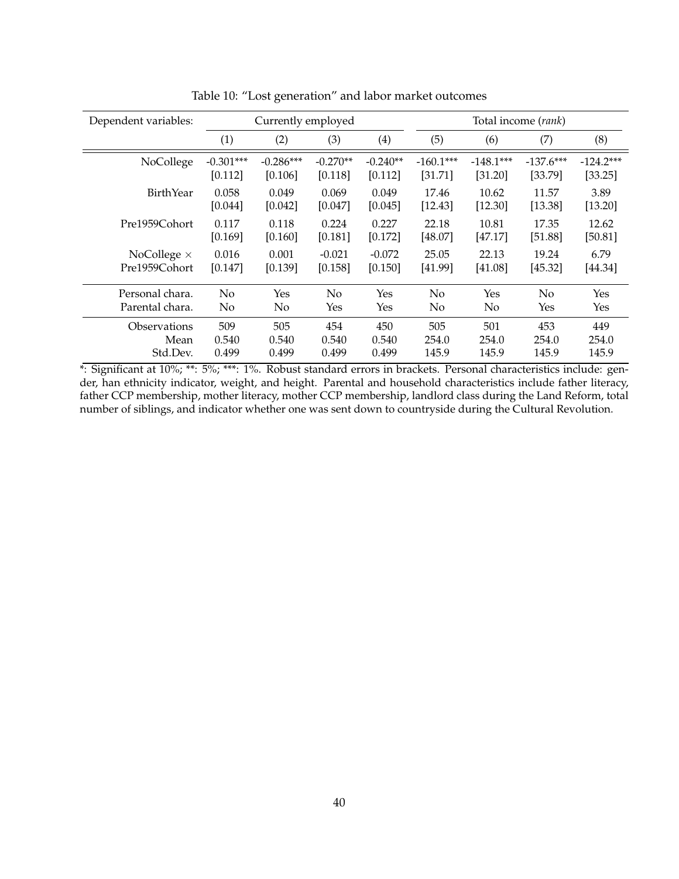Table 10: "Lost generation" and labor market outcomes

| Dependent variables: | Currently employed | | | | Total income (*rank*) | | | |
|---|---|---|---|---|---|---|---|---|
| | (1) | (2) | (3) | (4) | (5) | (6) | (7) | (8) |
| NoCollege | -0.301*** | -0.286*** | -0.270** | -0.240** | -160.1*** | -148.1*** | -137.6*** | -124.2*** |
| | [0.112] | [0.106] | [0.118] | [0.112] | [31.71] | [31.20] | [33.79] | [33.25] |
| BirthYear | 0.058 | 0.049 | 0.069 | 0.049 | 17.46 | 10.62 | 11.57 | 3.89 |
| | [0.044] | [0.042] | [0.047] | [0.045] | [12.43] | [12.30] | [13.38] | [13.20] |
| Pre1959Cohort | 0.117 | 0.118 | 0.224 | 0.227 | 22.18 | 10.81 | 17.35 | 12.62 |
| | [0.169] | [0.160] | [0.181] | [0.172] | [48.07] | [47.17] | [51.88] | [50.81] |
| NoCollege × Pre1959Cohort | 0.016 | 0.001 | -0.021 | -0.072 | 25.05 | 22.13 | 19.24 | 6.79 |
| | [0.147] | [0.139] | [0.158] | [0.150] | [41.99] | [41.08] | [45.32] | [44.34] |
| Personal chara. | No | Yes | No | Yes | No | Yes | No | Yes |
| Parental chara. | No | No | Yes | Yes | No | No | Yes | Yes |
| Observations | 509 | 505 | 454 | 450 | 505 | 501 | 453 | 449 |
| Mean | 0.540 | 0.540 | 0.540 | 0.540 | 254.0 | 254.0 | 254.0 | 254.0 |
| Std.Dev. | 0.499 | 0.499 | 0.499 | 0.499 | 145.9 | 145.9 | 145.9 | 145.9 |

*: Significant at 10%; **: 5%; ***: 1%. Robust standard errors in brackets. Personal characteristics include: gender, han ethnicity indicator, weight, and height. Parental and household characteristics include father literacy, father CCP membership, mother literacy, mother CCP membership, landlord class during the Land Reform, total number of siblings, and indicator whether one was sent down to countryside during the Cultural Revolution.